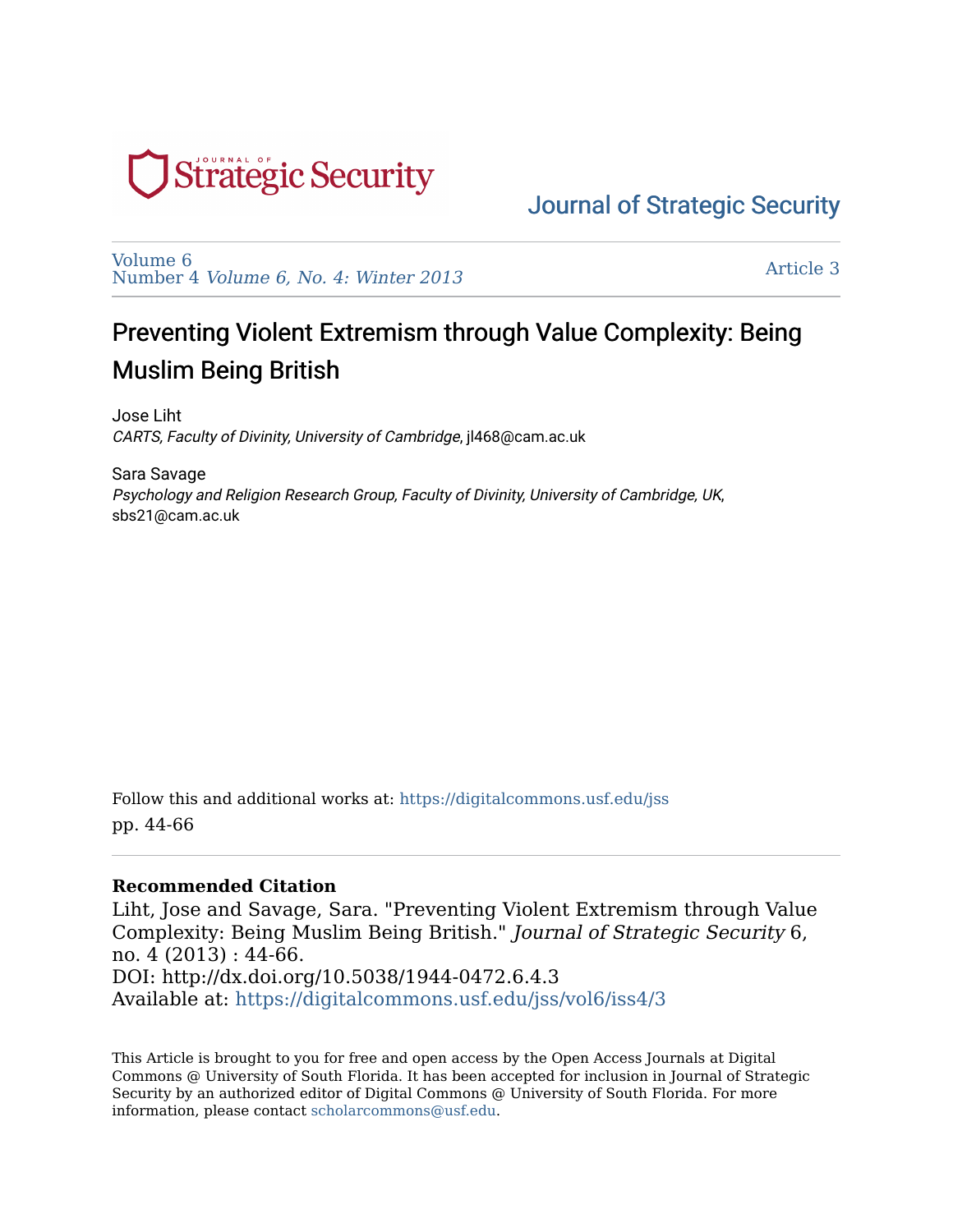Journal of Strategic Security

Volume 6
Number 4 *Volume 6, No. 4: Winter 2013*

Article 3

# Preventing Violent Extremism through Value Complexity: Being Muslim Being British

Jose Liht
*CARTS, Faculty of Divinity, University of Cambridge*, jl468@cam.ac.uk

Sara Savage
*Psychology and Religion Research Group, Faculty of Divinity, University of Cambridge, UK*, sbs21@cam.ac.uk

Follow this and additional works at: https://digitalcommons.usf.edu/jss

pp. 44-66

**Recommended Citation**

Liht, Jose and Savage, Sara. "Preventing Violent Extremism through Value Complexity: Being Muslim Being British." *Journal of Strategic Security* 6, no. 4 (2013) : 44-66.
DOI: http://dx.doi.org/10.5038/1944-0472.6.4.3
Available at: https://digitalcommons.usf.edu/jss/vol6/iss4/3

This Article is brought to you for free and open access by the Open Access Journals at Digital Commons @ University of South Florida. It has been accepted for inclusion in Journal of Strategic Security by an authorized editor of Digital Commons @ University of South Florida. For more information, please contact scholarcommons@usf.edu.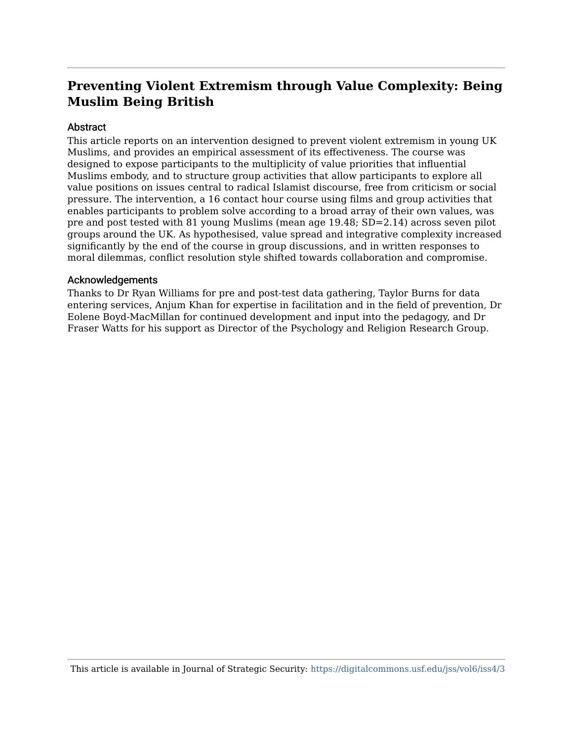# Preventing Violent Extremism through Value Complexity: Being Muslim Being British

## Abstract

This article reports on an intervention designed to prevent violent extremism in young UK Muslims, and provides an empirical assessment of its effectiveness. The course was designed to expose participants to the multiplicity of value priorities that influential Muslims embody, and to structure group activities that allow participants to explore all value positions on issues central to radical Islamist discourse, free from criticism or social pressure. The intervention, a 16 contact hour course using films and group activities that enables participants to problem solve according to a broad array of their own values, was pre and post tested with 81 young Muslims (mean age 19.48; SD=2.14) across seven pilot groups around the UK. As hypothesised, value spread and integrative complexity increased significantly by the end of the course in group discussions, and in written responses to moral dilemmas, conflict resolution style shifted towards collaboration and compromise.

## Acknowledgements

Thanks to Dr Ryan Williams for pre and post-test data gathering, Taylor Burns for data entering services, Anjum Khan for expertise in facilitation and in the field of prevention, Dr Eolene Boyd-MacMillan for continued development and input into the pedagogy, and Dr Fraser Watts for his support as Director of the Psychology and Religion Research Group.

This article is available in Journal of Strategic Security: https://digitalcommons.usf.edu/jss/vol6/iss4/3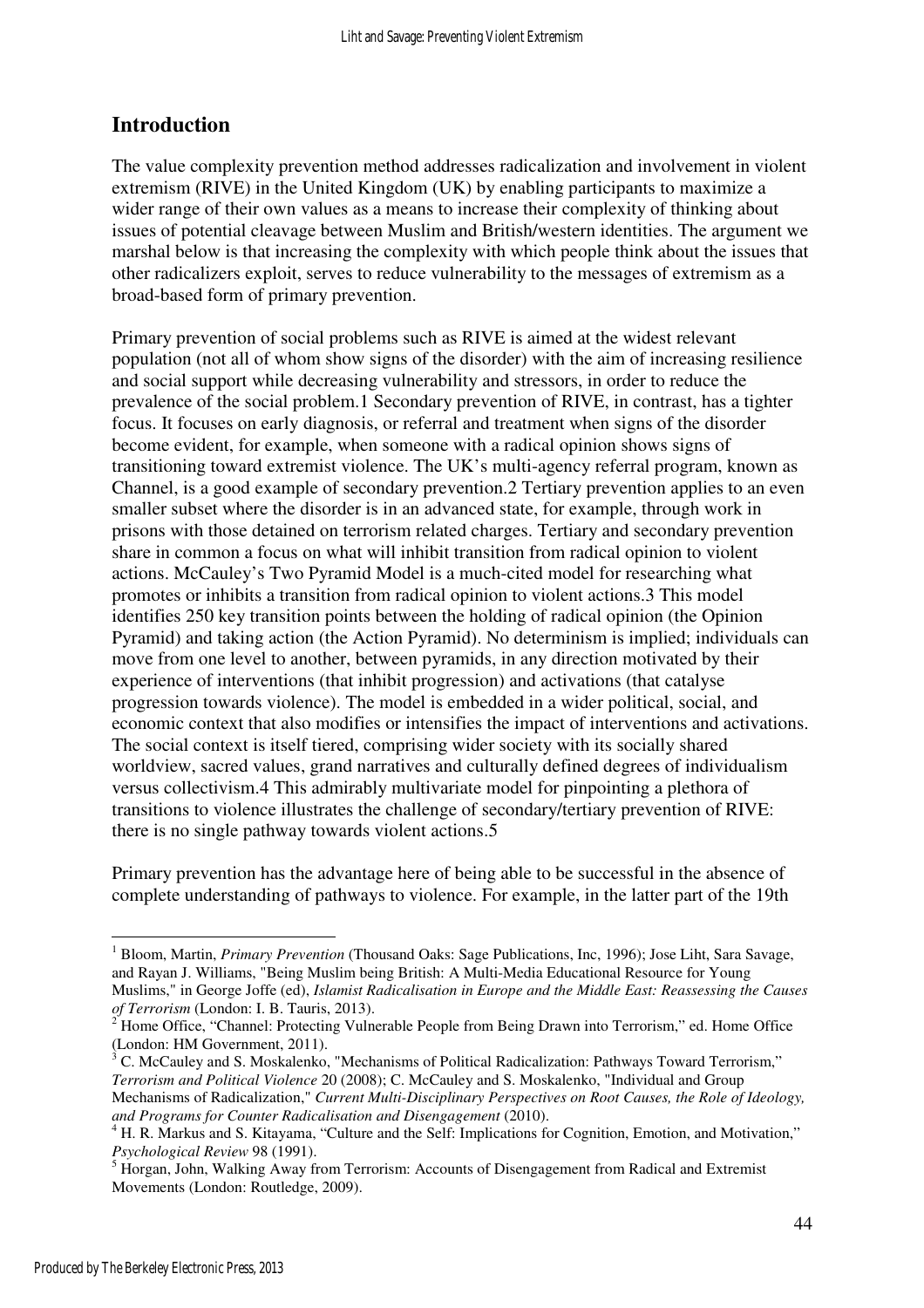## Introduction

The value complexity prevention method addresses radicalization and involvement in violent extremism (RIVE) in the United Kingdom (UK) by enabling participants to maximize a wider range of their own values as a means to increase their complexity of thinking about issues of potential cleavage between Muslim and British/western identities. The argument we marshal below is that increasing the complexity with which people think about the issues that other radicalizers exploit, serves to reduce vulnerability to the messages of extremism as a broad-based form of primary prevention.

Primary prevention of social problems such as RIVE is aimed at the widest relevant population (not all of whom show signs of the disorder) with the aim of increasing resilience and social support while decreasing vulnerability and stressors, in order to reduce the prevalence of the social problem.[1] Secondary prevention of RIVE, in contrast, has a tighter focus. It focuses on early diagnosis, or referral and treatment when signs of the disorder become evident, for example, when someone with a radical opinion shows signs of transitioning toward extremist violence. The UK's multi-agency referral program, known as Channel, is a good example of secondary prevention.[2] Tertiary prevention applies to an even smaller subset where the disorder is in an advanced state, for example, through work in prisons with those detained on terrorism related charges. Tertiary and secondary prevention share in common a focus on what will inhibit transition from radical opinion to violent actions. McCauley's Two Pyramid Model is a much-cited model for researching what promotes or inhibits a transition from radical opinion to violent actions.[3] This model identifies 250 key transition points between the holding of radical opinion (the Opinion Pyramid) and taking action (the Action Pyramid). No determinism is implied; individuals can move from one level to another, between pyramids, in any direction motivated by their experience of interventions (that inhibit progression) and activations (that catalyse progression towards violence). The model is embedded in a wider political, social, and economic context that also modifies or intensifies the impact of interventions and activations. The social context is itself tiered, comprising wider society with its socially shared worldview, sacred values, grand narratives and culturally defined degrees of individualism versus collectivism.[4] This admirably multivariate model for pinpointing a plethora of transitions to violence illustrates the challenge of secondary/tertiary prevention of RIVE: there is no single pathway towards violent actions.[5]

Primary prevention has the advantage here of being able to be successful in the absence of complete understanding of pathways to violence. For example, in the latter part of the 19th

---

[1] Bloom, Martin, *Primary Prevention* (Thousand Oaks: Sage Publications, Inc, 1996); Jose Liht, Sara Savage, and Rayan J. Williams, "Being Muslim being British: A Multi-Media Educational Resource for Young Muslims," in George Joffe (ed), *Islamist Radicalisation in Europe and the Middle East: Reassessing the Causes of Terrorism* (London: I. B. Tauris, 2013).

[2] Home Office, "Channel: Protecting Vulnerable People from Being Drawn into Terrorism," ed. Home Office (London: HM Government, 2011).

[3] C. McCauley and S. Moskalenko, "Mechanisms of Political Radicalization: Pathways Toward Terrorism," *Terrorism and Political Violence* 20 (2008); C. McCauley and S. Moskalenko, "Individual and Group Mechanisms of Radicalization," *Current Multi-Disciplinary Perspectives on Root Causes, the Role of Ideology, and Programs for Counter Radicalisation and Disengagement* (2010).

[4] H. R. Markus and S. Kitayama, "Culture and the Self: Implications for Cognition, Emotion, and Motivation," *Psychological Review* 98 (1991).

[5] Horgan, John, Walking Away from Terrorism: Accounts of Disengagement from Radical and Extremist Movements (London: Routledge, 2009).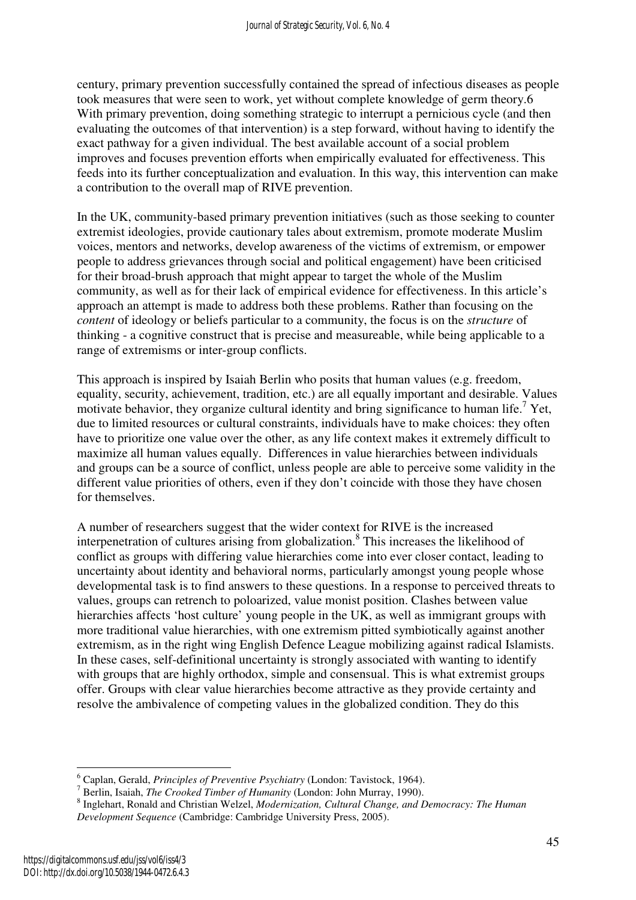century, primary prevention successfully contained the spread of infectious diseases as people took measures that were seen to work, yet without complete knowledge of germ theory.6 With primary prevention, doing something strategic to interrupt a pernicious cycle (and then evaluating the outcomes of that intervention) is a step forward, without having to identify the exact pathway for a given individual. The best available account of a social problem improves and focuses prevention efforts when empirically evaluated for effectiveness. This feeds into its further conceptualization and evaluation. In this way, this intervention can make a contribution to the overall map of RIVE prevention.

In the UK, community-based primary prevention initiatives (such as those seeking to counter extremist ideologies, provide cautionary tales about extremism, promote moderate Muslim voices, mentors and networks, develop awareness of the victims of extremism, or empower people to address grievances through social and political engagement) have been criticised for their broad-brush approach that might appear to target the whole of the Muslim community, as well as for their lack of empirical evidence for effectiveness. In this article's approach an attempt is made to address both these problems. Rather than focusing on the *content* of ideology or beliefs particular to a community, the focus is on the *structure* of thinking - a cognitive construct that is precise and measureable, while being applicable to a range of extremisms or inter-group conflicts.

This approach is inspired by Isaiah Berlin who posits that human values (e.g. freedom, equality, security, achievement, tradition, etc.) are all equally important and desirable. Values motivate behavior, they organize cultural identity and bring significance to human life.[7] Yet, due to limited resources or cultural constraints, individuals have to make choices: they often have to prioritize one value over the other, as any life context makes it extremely difficult to maximize all human values equally. Differences in value hierarchies between individuals and groups can be a source of conflict, unless people are able to perceive some validity in the different value priorities of others, even if they don't coincide with those they have chosen for themselves.

A number of researchers suggest that the wider context for RIVE is the increased interpenetration of cultures arising from globalization.[8] This increases the likelihood of conflict as groups with differing value hierarchies come into ever closer contact, leading to uncertainty about identity and behavioral norms, particularly amongst young people whose developmental task is to find answers to these questions. In a response to perceived threats to values, groups can retrench to poloarized, value monist position. Clashes between value hierarchies affects 'host culture' young people in the UK, as well as immigrant groups with more traditional value hierarchies, with one extremism pitted symbiotically against another extremism, as in the right wing English Defence League mobilizing against radical Islamists. In these cases, self-definitional uncertainty is strongly associated with wanting to identify with groups that are highly orthodox, simple and consensual. This is what extremist groups offer. Groups with clear value hierarchies become attractive as they provide certainty and resolve the ambivalence of competing values in the globalized condition. They do this

---

[6] Caplan, Gerald, *Principles of Preventive Psychiatry* (London: Tavistock, 1964).

[7] Berlin, Isaiah, *The Crooked Timber of Humanity* (London: John Murray, 1990).

[8] Inglehart, Ronald and Christian Welzel, *Modernization, Cultural Change, and Democracy: The Human Development Sequence* (Cambridge: Cambridge University Press, 2005).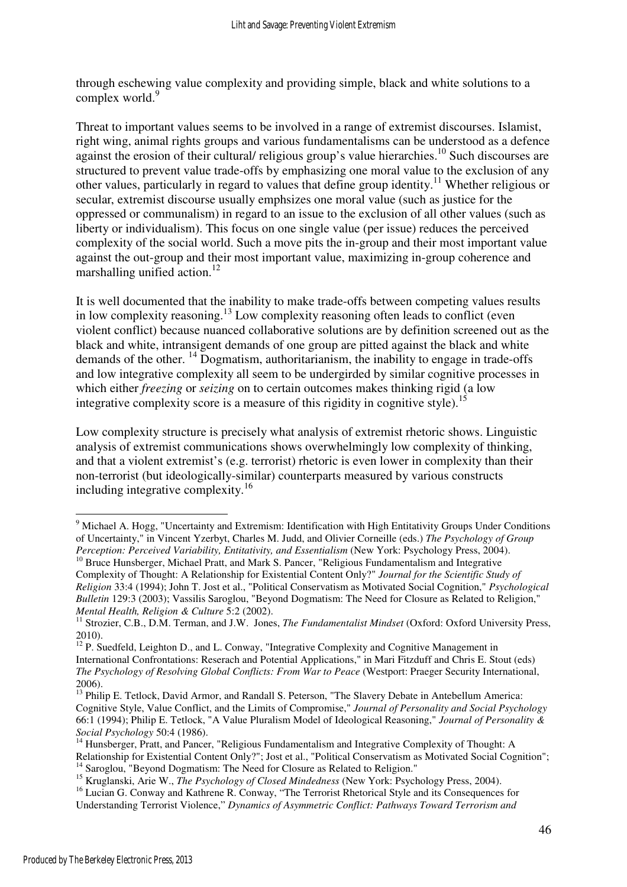through eschewing value complexity and providing simple, black and white solutions to a complex world.[9]

Threat to important values seems to be involved in a range of extremist discourses. Islamist, right wing, animal rights groups and various fundamentalisms can be understood as a defence against the erosion of their cultural/ religious group's value hierarchies.[10] Such discourses are structured to prevent value trade-offs by emphasizing one moral value to the exclusion of any other values, particularly in regard to values that define group identity.[11] Whether religious or secular, extremist discourse usually emphsizes one moral value (such as justice for the oppressed or communalism) in regard to an issue to the exclusion of all other values (such as liberty or individualism). This focus on one single value (per issue) reduces the perceived complexity of the social world. Such a move pits the in-group and their most important value against the out-group and their most important value, maximizing in-group coherence and marshalling unified action.[12]

It is well documented that the inability to make trade-offs between competing values results in low complexity reasoning.[13] Low complexity reasoning often leads to conflict (even violent conflict) because nuanced collaborative solutions are by definition screened out as the black and white, intransigent demands of one group are pitted against the black and white demands of the other. [14] Dogmatism, authoritarianism, the inability to engage in trade-offs and low integrative complexity all seem to be undergirded by similar cognitive processes in which either *freezing* or *seizing* on to certain outcomes makes thinking rigid (a low integrative complexity score is a measure of this rigidity in cognitive style).[15]

Low complexity structure is precisely what analysis of extremist rhetoric shows. Linguistic analysis of extremist communications shows overwhelmingly low complexity of thinking, and that a violent extremist's (e.g. terrorist) rhetoric is even lower in complexity than their non-terrorist (but ideologically-similar) counterparts measured by various constructs including integrative complexity.[16]

---

[9] Michael A. Hogg, "Uncertainty and Extremism: Identification with High Entitativity Groups Under Conditions of Uncertainty," in Vincent Yzerbyt, Charles M. Judd, and Olivier Corneille (eds.) *The Psychology of Group Perception: Perceived Variability, Entitativity, and Essentialism* (New York: Psychology Press, 2004).

[10] Bruce Hunsberger, Michael Pratt, and Mark S. Pancer, "Religious Fundamentalism and Integrative Complexity of Thought: A Relationship for Existential Content Only?" *Journal for the Scientific Study of Religion* 33:4 (1994); John T. Jost et al., "Political Conservatism as Motivated Social Cognition," *Psychological Bulletin* 129:3 (2003); Vassilis Saroglou, "Beyond Dogmatism: The Need for Closure as Related to Religion," *Mental Health, Religion & Culture* 5:2 (2002).

[11] Strozier, C.B., D.M. Terman, and J.W. Jones, *The Fundamentalist Mindset* (Oxford: Oxford University Press, 2010).

[12] P. Suedfeld, Leighton D., and L. Conway, "Integrative Complexity and Cognitive Management in International Confrontations: Reserach and Potential Applications," in Mari Fitzduff and Chris E. Stout (eds) *The Psychology of Resolving Global Conflicts: From War to Peace* (Westport: Praeger Security International, 2006).

[13] Philip E. Tetlock, David Armor, and Randall S. Peterson, "The Slavery Debate in Antebellum America: Cognitive Style, Value Conflict, and the Limits of Compromise," *Journal of Personality and Social Psychology* 66:1 (1994); Philip E. Tetlock, "A Value Pluralism Model of Ideological Reasoning," *Journal of Personality & Social Psychology* 50:4 (1986).

[14] Hunsberger, Pratt, and Pancer, "Religious Fundamentalism and Integrative Complexity of Thought: A Relationship for Existential Content Only?"; Jost et al., "Political Conservatism as Motivated Social Cognition";

[14] Saroglou, "Beyond Dogmatism: The Need for Closure as Related to Religion."

[15] Kruglanski, Arie W., *The Psychology of Closed Mindedness* (New York: Psychology Press, 2004).

[16] Lucian G. Conway and Kathrene R. Conway, "The Terrorist Rhetorical Style and its Consequences for Understanding Terrorist Violence," *Dynamics of Asymmetric Conflict: Pathways Toward Terrorism and*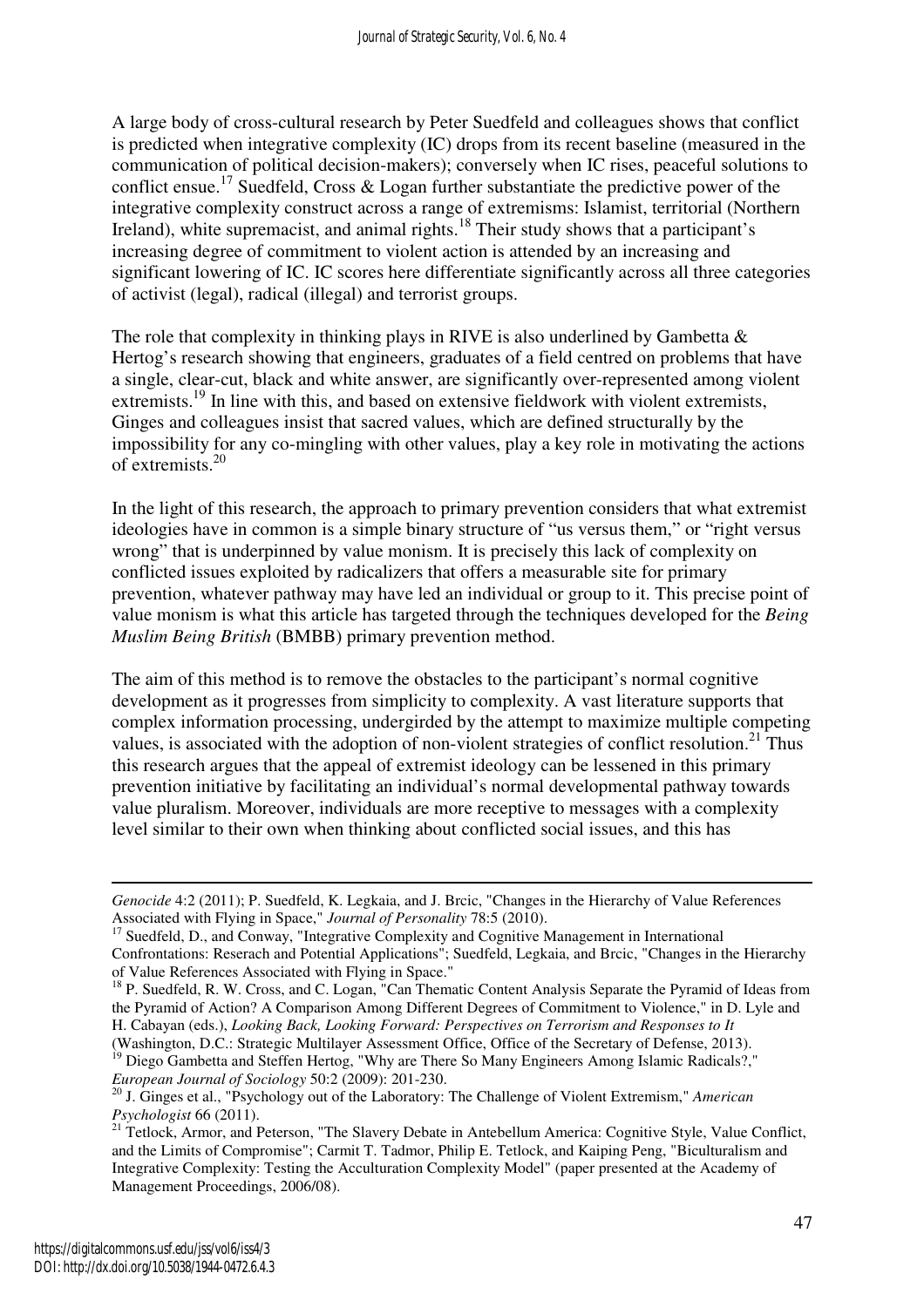A large body of cross-cultural research by Peter Suedfeld and colleagues shows that conflict is predicted when integrative complexity (IC) drops from its recent baseline (measured in the communication of political decision-makers); conversely when IC rises, peaceful solutions to conflict ensue.[17] Suedfeld, Cross & Logan further substantiate the predictive power of the integrative complexity construct across a range of extremisms: Islamist, territorial (Northern Ireland), white supremacist, and animal rights.[18] Their study shows that a participant's increasing degree of commitment to violent action is attended by an increasing and significant lowering of IC. IC scores here differentiate significantly across all three categories of activist (legal), radical (illegal) and terrorist groups.

The role that complexity in thinking plays in RIVE is also underlined by Gambetta & Hertog's research showing that engineers, graduates of a field centred on problems that have a single, clear-cut, black and white answer, are significantly over-represented among violent extremists.[19] In line with this, and based on extensive fieldwork with violent extremists, Ginges and colleagues insist that sacred values, which are defined structurally by the impossibility for any co-mingling with other values, play a key role in motivating the actions of extremists.[20]

In the light of this research, the approach to primary prevention considers that what extremist ideologies have in common is a simple binary structure of "us versus them," or "right versus wrong" that is underpinned by value monism. It is precisely this lack of complexity on conflicted issues exploited by radicalizers that offers a measurable site for primary prevention, whatever pathway may have led an individual or group to it. This precise point of value monism is what this article has targeted through the techniques developed for the *Being Muslim Being British* (BMBB) primary prevention method.

The aim of this method is to remove the obstacles to the participant's normal cognitive development as it progresses from simplicity to complexity. A vast literature supports that complex information processing, undergirded by the attempt to maximize multiple competing values, is associated with the adoption of non-violent strategies of conflict resolution.[21] Thus this research argues that the appeal of extremist ideology can be lessened in this primary prevention initiative by facilitating an individual's normal developmental pathway towards value pluralism. Moreover, individuals are more receptive to messages with a complexity level similar to their own when thinking about conflicted social issues, and this has

---

*Genocide* 4:2 (2011); P. Suedfeld, K. Legkaia, and J. Brcic, "Changes in the Hierarchy of Value References Associated with Flying in Space," *Journal of Personality* 78:5 (2010).

[17] Suedfeld, D., and Conway, "Integrative Complexity and Cognitive Management in International Confrontations: Reserach and Potential Applications"; Suedfeld, Legkaia, and Brcic, "Changes in the Hierarchy of Value References Associated with Flying in Space."

[18] P. Suedfeld, R. W. Cross, and C. Logan, "Can Thematic Content Analysis Separate the Pyramid of Ideas from the Pyramid of Action? A Comparison Among Different Degrees of Commitment to Violence," in D. Lyle and H. Cabayan (eds.), *Looking Back, Looking Forward: Perspectives on Terrorism and Responses to It* (Washington, D.C.: Strategic Multilayer Assessment Office, Office of the Secretary of Defense, 2013).

[19] Diego Gambetta and Steffen Hertog, "Why are There So Many Engineers Among Islamic Radicals?," *European Journal of Sociology* 50:2 (2009): 201-230.

[20] J. Ginges et al., "Psychology out of the Laboratory: The Challenge of Violent Extremism," *American Psychologist* 66 (2011).

[21] Tetlock, Armor, and Peterson, "The Slavery Debate in Antebellum America: Cognitive Style, Value Conflict, and the Limits of Compromise"; Carmit T. Tadmor, Philip E. Tetlock, and Kaiping Peng, "Biculturalism and Integrative Complexity: Testing the Acculturation Complexity Model" (paper presented at the Academy of Management Proceedings, 2006/08).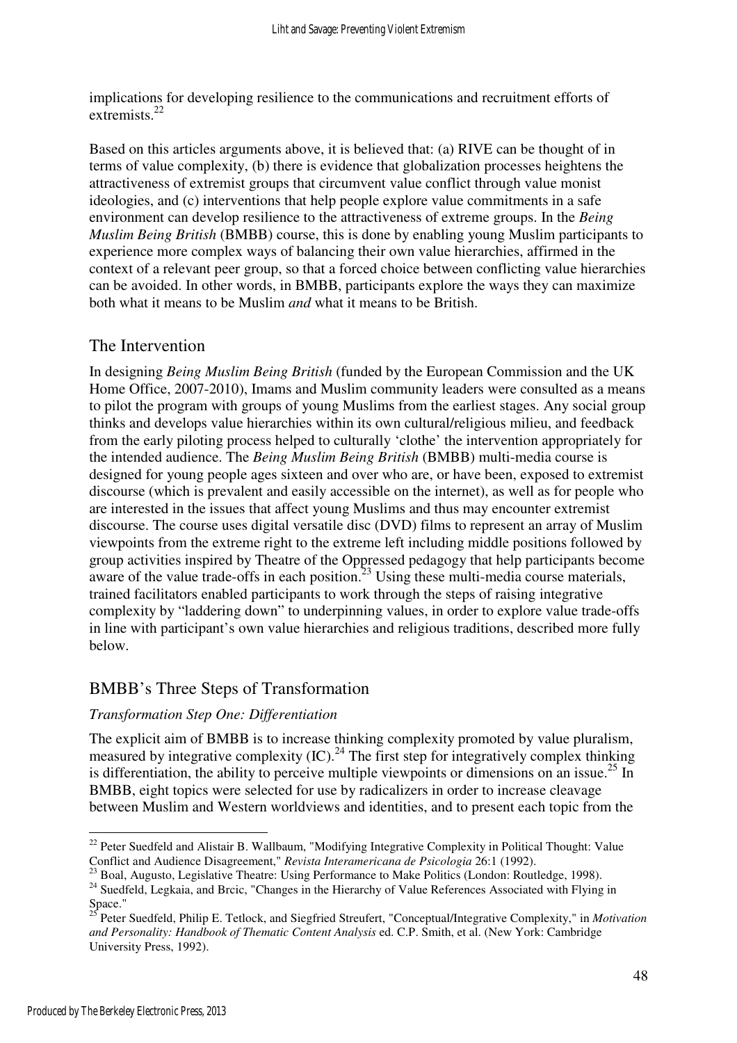implications for developing resilience to the communications and recruitment efforts of extremists.[22]

Based on this articles arguments above, it is believed that: (a) RIVE can be thought of in terms of value complexity, (b) there is evidence that globalization processes heightens the attractiveness of extremist groups that circumvent value conflict through value monist ideologies, and (c) interventions that help people explore value commitments in a safe environment can develop resilience to the attractiveness of extreme groups. In the *Being Muslim Being British* (BMBB) course, this is done by enabling young Muslim participants to experience more complex ways of balancing their own value hierarchies, affirmed in the context of a relevant peer group, so that a forced choice between conflicting value hierarchies can be avoided. In other words, in BMBB, participants explore the ways they can maximize both what it means to be Muslim *and* what it means to be British.

## The Intervention

In designing *Being Muslim Being British* (funded by the European Commission and the UK Home Office, 2007-2010), Imams and Muslim community leaders were consulted as a means to pilot the program with groups of young Muslims from the earliest stages. Any social group thinks and develops value hierarchies within its own cultural/religious milieu, and feedback from the early piloting process helped to culturally 'clothe' the intervention appropriately for the intended audience. The *Being Muslim Being British* (BMBB) multi-media course is designed for young people ages sixteen and over who are, or have been, exposed to extremist discourse (which is prevalent and easily accessible on the internet), as well as for people who are interested in the issues that affect young Muslims and thus may encounter extremist discourse. The course uses digital versatile disc (DVD) films to represent an array of Muslim viewpoints from the extreme right to the extreme left including middle positions followed by group activities inspired by Theatre of the Oppressed pedagogy that help participants become aware of the value trade-offs in each position.[23] Using these multi-media course materials, trained facilitators enabled participants to work through the steps of raising integrative complexity by "laddering down" to underpinning values, in order to explore value trade-offs in line with participant's own value hierarchies and religious traditions, described more fully below.

## BMBB's Three Steps of Transformation

### *Transformation Step One: Differentiation*

The explicit aim of BMBB is to increase thinking complexity promoted by value pluralism, measured by integrative complexity (IC).[24] The first step for integratively complex thinking is differentiation, the ability to perceive multiple viewpoints or dimensions on an issue.[25] In BMBB, eight topics were selected for use by radicalizers in order to increase cleavage between Muslim and Western worldviews and identities, and to present each topic from the

---

[22] Peter Suedfeld and Alistair B. Wallbaum, "Modifying Integrative Complexity in Political Thought: Value Conflict and Audience Disagreement," *Revista Interamericana de Psicologia* 26:1 (1992).

[23] Boal, Augusto, Legislative Theatre: Using Performance to Make Politics (London: Routledge, 1998).

[24] Suedfeld, Legkaia, and Brcic, "Changes in the Hierarchy of Value References Associated with Flying in Space."

[25] Peter Suedfeld, Philip E. Tetlock, and Siegfried Streufert, "Conceptual/Integrative Complexity," in *Motivation and Personality: Handbook of Thematic Content Analysis* ed. C.P. Smith, et al. (New York: Cambridge University Press, 1992).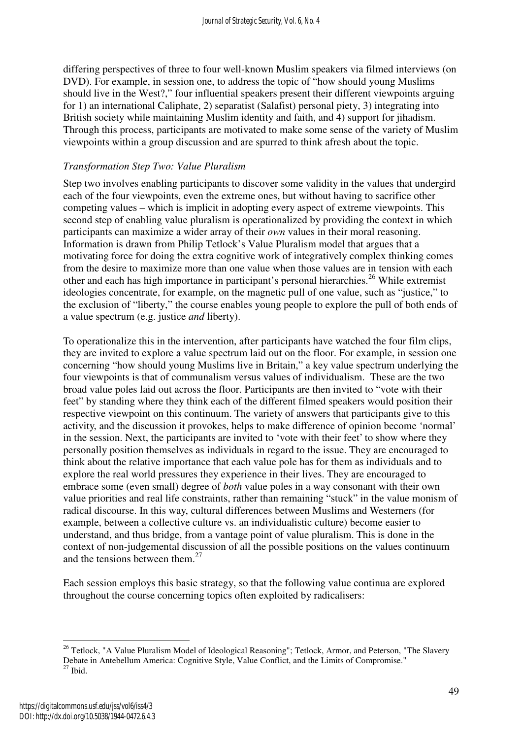differing perspectives of three to four well-known Muslim speakers via filmed interviews (on DVD). For example, in session one, to address the topic of "how should young Muslims should live in the West?," four influential speakers present their different viewpoints arguing for 1) an international Caliphate, 2) separatist (Salafist) personal piety, 3) integrating into British society while maintaining Muslim identity and faith, and 4) support for jihadism. Through this process, participants are motivated to make some sense of the variety of Muslim viewpoints within a group discussion and are spurred to think afresh about the topic.

*Transformation Step Two: Value Pluralism*

Step two involves enabling participants to discover some validity in the values that undergird each of the four viewpoints, even the extreme ones, but without having to sacrifice other competing values – which is implicit in adopting every aspect of extreme viewpoints. This second step of enabling value pluralism is operationalized by providing the context in which participants can maximize a wider array of their *own* values in their moral reasoning. Information is drawn from Philip Tetlock's Value Pluralism model that argues that a motivating force for doing the extra cognitive work of integratively complex thinking comes from the desire to maximize more than one value when those values are in tension with each other and each has high importance in participant's personal hierarchies.[26] While extremist ideologies concentrate, for example, on the magnetic pull of one value, such as "justice," to the exclusion of "liberty," the course enables young people to explore the pull of both ends of a value spectrum (e.g. justice *and* liberty).

To operationalize this in the intervention, after participants have watched the four film clips, they are invited to explore a value spectrum laid out on the floor. For example, in session one concerning "how should young Muslims live in Britain," a key value spectrum underlying the four viewpoints is that of communalism versus values of individualism. These are the two broad value poles laid out across the floor. Participants are then invited to "vote with their feet" by standing where they think each of the different filmed speakers would position their respective viewpoint on this continuum. The variety of answers that participants give to this activity, and the discussion it provokes, helps to make difference of opinion become 'normal' in the session. Next, the participants are invited to 'vote with their feet' to show where they personally position themselves as individuals in regard to the issue. They are encouraged to think about the relative importance that each value pole has for them as individuals and to explore the real world pressures they experience in their lives. They are encouraged to embrace some (even small) degree of *both* value poles in a way consonant with their own value priorities and real life constraints, rather than remaining "stuck" in the value monism of radical discourse. In this way, cultural differences between Muslims and Westerners (for example, between a collective culture vs. an individualistic culture) become easier to understand, and thus bridge, from a vantage point of value pluralism. This is done in the context of non-judgemental discussion of all the possible positions on the values continuum and the tensions between them.[27]

Each session employs this basic strategy, so that the following value continua are explored throughout the course concerning topics often exploited by radicalisers:

[26] Tetlock, "A Value Pluralism Model of Ideological Reasoning"; Tetlock, Armor, and Peterson, "The Slavery Debate in Antebellum America: Cognitive Style, Value Conflict, and the Limits of Compromise."
[27] Ibid.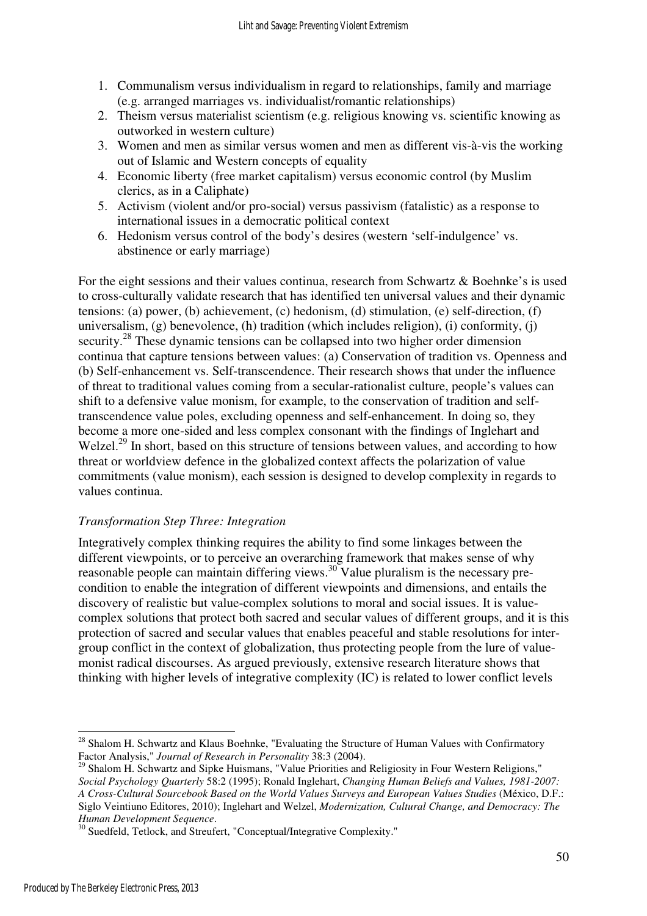1. Communalism versus individualism in regard to relationships, family and marriage (e.g. arranged marriages vs. individualist/romantic relationships)
2. Theism versus materialist scientism (e.g. religious knowing vs. scientific knowing as outworked in western culture)
3. Women and men as similar versus women and men as different vis-à-vis the working out of Islamic and Western concepts of equality
4. Economic liberty (free market capitalism) versus economic control (by Muslim clerics, as in a Caliphate)
5. Activism (violent and/or pro-social) versus passivism (fatalistic) as a response to international issues in a democratic political context
6. Hedonism versus control of the body's desires (western 'self-indulgence' vs. abstinence or early marriage)

For the eight sessions and their values continua, research from Schwartz & Boehnke's is used to cross-culturally validate research that has identified ten universal values and their dynamic tensions: (a) power, (b) achievement, (c) hedonism, (d) stimulation, (e) self-direction, (f) universalism, (g) benevolence, (h) tradition (which includes religion), (i) conformity, (j) security.[28] These dynamic tensions can be collapsed into two higher order dimension continua that capture tensions between values: (a) Conservation of tradition vs. Openness and (b) Self-enhancement vs. Self-transcendence. Their research shows that under the influence of threat to traditional values coming from a secular-rationalist culture, people's values can shift to a defensive value monism, for example, to the conservation of tradition and self-transcendence value poles, excluding openness and self-enhancement. In doing so, they become a more one-sided and less complex consonant with the findings of Inglehart and Welzel.[29] In short, based on this structure of tensions between values, and according to how threat or worldview defence in the globalized context affects the polarization of value commitments (value monism), each session is designed to develop complexity in regards to values continua.

*Transformation Step Three: Integration*

Integratively complex thinking requires the ability to find some linkages between the different viewpoints, or to perceive an overarching framework that makes sense of why reasonable people can maintain differing views.[30] Value pluralism is the necessary pre-condition to enable the integration of different viewpoints and dimensions, and entails the discovery of realistic but value-complex solutions to moral and social issues. It is value-complex solutions that protect both sacred and secular values of different groups, and it is this protection of sacred and secular values that enables peaceful and stable resolutions for inter-group conflict in the context of globalization, thus protecting people from the lure of value-monist radical discourses. As argued previously, extensive research literature shows that thinking with higher levels of integrative complexity (IC) is related to lower conflict levels

---

[28] Shalom H. Schwartz and Klaus Boehnke, "Evaluating the Structure of Human Values with Confirmatory Factor Analysis," *Journal of Research in Personality* 38:3 (2004).

[29] Shalom H. Schwartz and Sipke Huismans, "Value Priorities and Religiosity in Four Western Religions," *Social Psychology Quarterly* 58:2 (1995); Ronald Inglehart, *Changing Human Beliefs and Values, 1981-2007: A Cross-Cultural Sourcebook Based on the World Values Surveys and European Values Studies* (México, D.F.: Siglo Veintiuno Editores, 2010); Inglehart and Welzel, *Modernization, Cultural Change, and Democracy: The Human Development Sequence*.

[30] Suedfeld, Tetlock, and Streufert, "Conceptual/Integrative Complexity."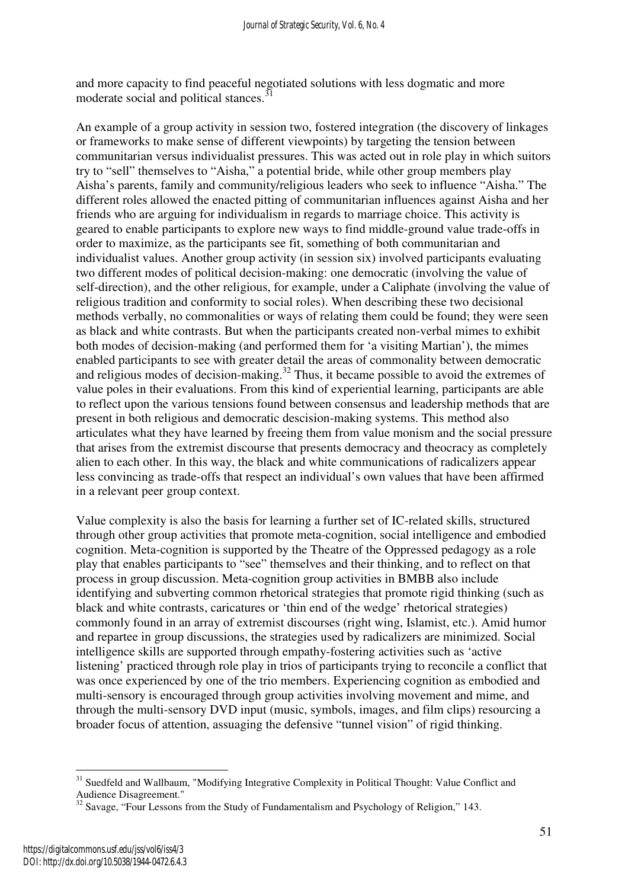and more capacity to find peaceful negotiated solutions with less dogmatic and more moderate social and political stances.[31]

An example of a group activity in session two, fostered integration (the discovery of linkages or frameworks to make sense of different viewpoints) by targeting the tension between communitarian versus individualist pressures. This was acted out in role play in which suitors try to "sell" themselves to "Aisha," a potential bride, while other group members play Aisha's parents, family and community/religious leaders who seek to influence "Aisha." The different roles allowed the enacted pitting of communitarian influences against Aisha and her friends who are arguing for individualism in regards to marriage choice. This activity is geared to enable participants to explore new ways to find middle-ground value trade-offs in order to maximize, as the participants see fit, something of both communitarian and individualist values. Another group activity (in session six) involved participants evaluating two different modes of political decision-making: one democratic (involving the value of self-direction), and the other religious, for example, under a Caliphate (involving the value of religious tradition and conformity to social roles). When describing these two decisional methods verbally, no commonalities or ways of relating them could be found; they were seen as black and white contrasts. But when the participants created non-verbal mimes to exhibit both modes of decision-making (and performed them for 'a visiting Martian'), the mimes enabled participants to see with greater detail the areas of commonality between democratic and religious modes of decision-making.[32] Thus, it became possible to avoid the extremes of value poles in their evaluations. From this kind of experiential learning, participants are able to reflect upon the various tensions found between consensus and leadership methods that are present in both religious and democratic descision-making systems. This method also articulates what they have learned by freeing them from value monism and the social pressure that arises from the extremist discourse that presents democracy and theocracy as completely alien to each other. In this way, the black and white communications of radicalizers appear less convincing as trade-offs that respect an individual's own values that have been affirmed in a relevant peer group context.

Value complexity is also the basis for learning a further set of IC-related skills, structured through other group activities that promote meta-cognition, social intelligence and embodied cognition. Meta-cognition is supported by the Theatre of the Oppressed pedagogy as a role play that enables participants to "see" themselves and their thinking, and to reflect on that process in group discussion. Meta-cognition group activities in BMBB also include identifying and subverting common rhetorical strategies that promote rigid thinking (such as black and white contrasts, caricatures or 'thin end of the wedge' rhetorical strategies) commonly found in an array of extremist discourses (right wing, Islamist, etc.). Amid humor and repartee in group discussions, the strategies used by radicalizers are minimized. Social intelligence skills are supported through empathy-fostering activities such as 'active listening' practiced through role play in trios of participants trying to reconcile a conflict that was once experienced by one of the trio members. Experiencing cognition as embodied and multi-sensory is encouraged through group activities involving movement and mime, and through the multi-sensory DVD input (music, symbols, images, and film clips) resourcing a broader focus of attention, assuaging the defensive "tunnel vision" of rigid thinking.

---

[31] Suedfeld and Wallbaum, "Modifying Integrative Complexity in Political Thought: Value Conflict and Audience Disagreement."

[32] Savage, "Four Lessons from the Study of Fundamentalism and Psychology of Religion," 143.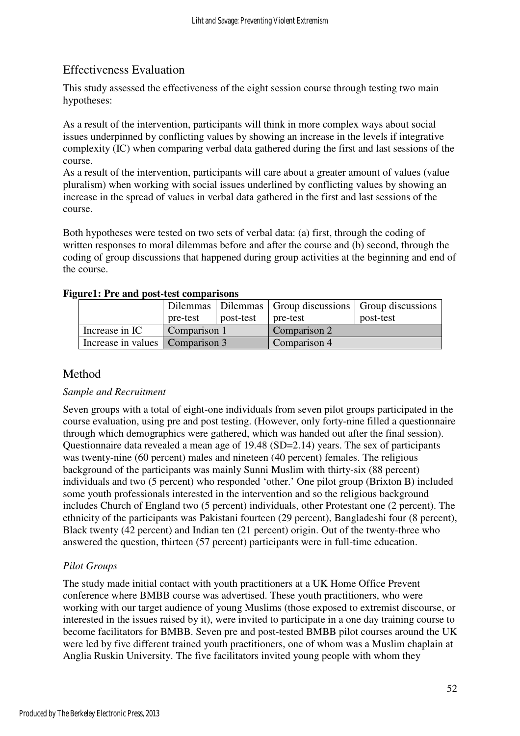## Effectiveness Evaluation

This study assessed the effectiveness of the eight session course through testing two main hypotheses:

As a result of the intervention, participants will think in more complex ways about social issues underpinned by conflicting values by showing an increase in the levels if integrative complexity (IC) when comparing verbal data gathered during the first and last sessions of the course.
As a result of the intervention, participants will care about a greater amount of values (value pluralism) when working with social issues underlined by conflicting values by showing an increase in the spread of values in verbal data gathered in the first and last sessions of the course.

Both hypotheses were tested on two sets of verbal data: (a) first, through the coding of written responses to moral dilemmas before and after the course and (b) second, through the coding of group discussions that happened during group activities at the beginning and end of the course.

**Figure1: Pre and post-test comparisons**

| | Dilemmas pre-test | Dilemmas post-test | Group discussions pre-test | Group discussions post-test |
|---|---|---|---|---|
| Increase in IC | Comparison 1 | | Comparison 2 | |
| Increase in values | Comparison 3 | | Comparison 4 | |

## Method

*Sample and Recruitment*

Seven groups with a total of eight-one individuals from seven pilot groups participated in the course evaluation, using pre and post testing. (However, only forty-nine filled a questionnaire through which demographics were gathered, which was handed out after the final session). Questionnaire data revealed a mean age of 19.48 (SD=2.14) years. The sex of participants was twenty-nine (60 percent) males and nineteen (40 percent) females. The religious background of the participants was mainly Sunni Muslim with thirty-six (88 percent) individuals and two (5 percent) who responded 'other.' One pilot group (Brixton B) included some youth professionals interested in the intervention and so the religious background includes Church of England two (5 percent) individuals, other Protestant one (2 percent). The ethnicity of the participants was Pakistani fourteen (29 percent), Bangladeshi four (8 percent), Black twenty (42 percent) and Indian ten (21 percent) origin. Out of the twenty-three who answered the question, thirteen (57 percent) participants were in full-time education.

*Pilot Groups*

The study made initial contact with youth practitioners at a UK Home Office Prevent conference where BMBB course was advertised. These youth practitioners, who were working with our target audience of young Muslims (those exposed to extremist discourse, or interested in the issues raised by it), were invited to participate in a one day training course to become facilitators for BMBB. Seven pre and post-tested BMBB pilot courses around the UK were led by five different trained youth practitioners, one of whom was a Muslim chaplain at Anglia Ruskin University. The five facilitators invited young people with whom they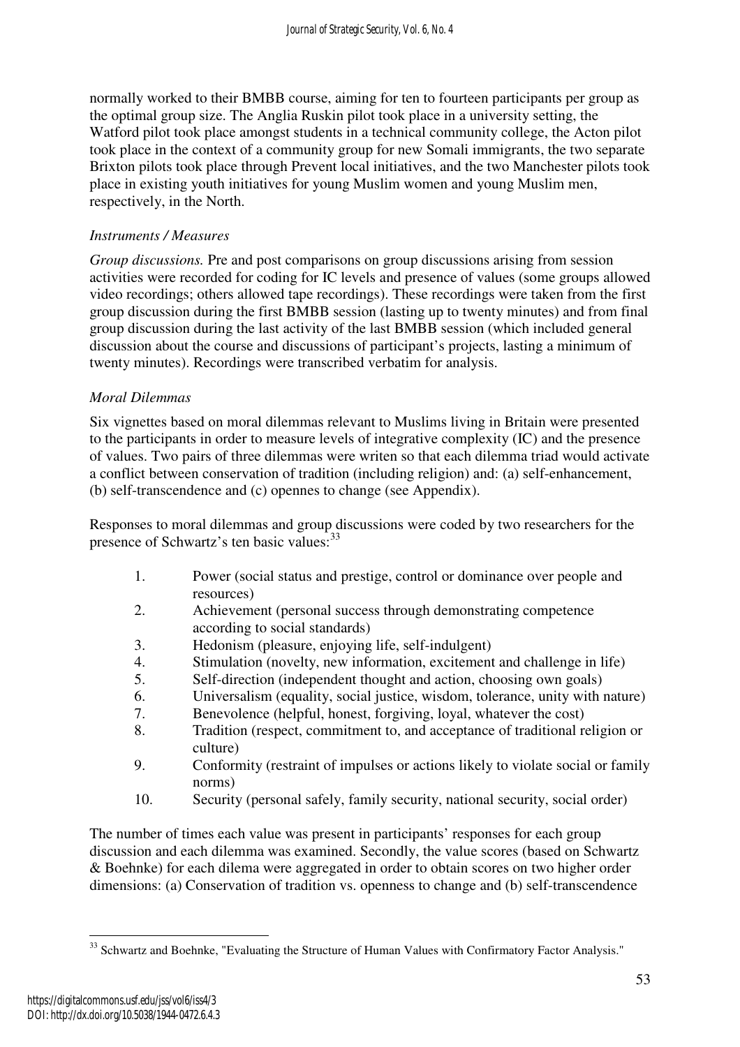normally worked to their BMBB course, aiming for ten to fourteen participants per group as the optimal group size. The Anglia Ruskin pilot took place in a university setting, the Watford pilot took place amongst students in a technical community college, the Acton pilot took place in the context of a community group for new Somali immigrants, the two separate Brixton pilots took place through Prevent local initiatives, and the two Manchester pilots took place in existing youth initiatives for young Muslim women and young Muslim men, respectively, in the North.

*Instruments / Measures*

*Group discussions.* Pre and post comparisons on group discussions arising from session activities were recorded for coding for IC levels and presence of values (some groups allowed video recordings; others allowed tape recordings). These recordings were taken from the first group discussion during the first BMBB session (lasting up to twenty minutes) and from final group discussion during the last activity of the last BMBB session (which included general discussion about the course and discussions of participant's projects, lasting a minimum of twenty minutes). Recordings were transcribed verbatim for analysis.

*Moral Dilemmas*

Six vignettes based on moral dilemmas relevant to Muslims living in Britain were presented to the participants in order to measure levels of integrative complexity (IC) and the presence of values. Two pairs of three dilemmas were writen so that each dilemma triad would activate a conflict between conservation of tradition (including religion) and: (a) self-enhancement, (b) self-transcendence and (c) opennes to change (see Appendix).

Responses to moral dilemmas and group discussions were coded by two researchers for the presence of Schwartz's ten basic values:[33]

1. Power (social status and prestige, control or dominance over people and resources)
2. Achievement (personal success through demonstrating competence according to social standards)
3. Hedonism (pleasure, enjoying life, self-indulgent)
4. Stimulation (novelty, new information, excitement and challenge in life)
5. Self-direction (independent thought and action, choosing own goals)
6. Universalism (equality, social justice, wisdom, tolerance, unity with nature)
7. Benevolence (helpful, honest, forgiving, loyal, whatever the cost)
8. Tradition (respect, commitment to, and acceptance of traditional religion or culture)
9. Conformity (restraint of impulses or actions likely to violate social or family norms)
10. Security (personal safely, family security, national security, social order)

The number of times each value was present in participants' responses for each group discussion and each dilemma was examined. Secondly, the value scores (based on Schwartz & Boehnke) for each dilema were aggregated in order to obtain scores on two higher order dimensions: (a) Conservation of tradition vs. openness to change and (b) self-transcendence

[33] Schwartz and Boehnke, "Evaluating the Structure of Human Values with Confirmatory Factor Analysis."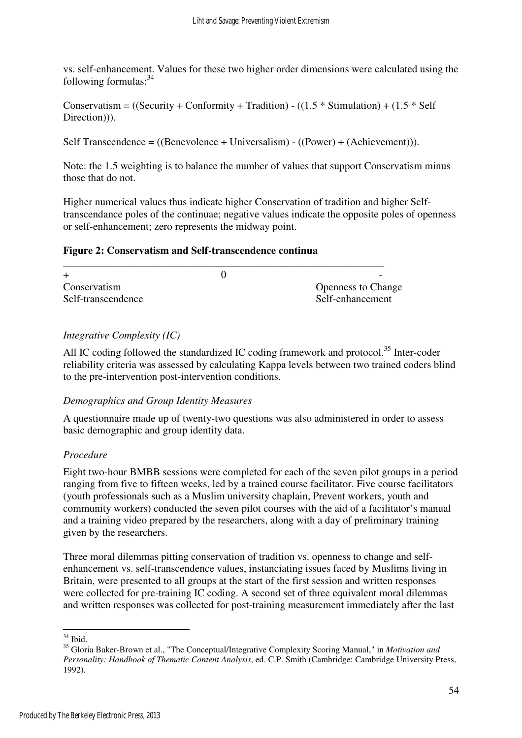vs. self-enhancement. Values for these two higher order dimensions were calculated using the following formulas:[34]

Conservatism = ((Security + Conformity + Tradition) - ((1.5 * Stimulation) + (1.5 * Self Direction))).

Self Transcendence = ((Benevolence + Universalism) - ((Power) + (Achievement))).

Note: the 1.5 weighting is to balance the number of values that support Conservatism minus those that do not.

Higher numerical values thus indicate higher Conservation of tradition and higher Self-transcendance poles of the continuae; negative values indicate the opposite poles of openness or self-enhancement; zero represents the midway point.

**Figure 2: Conservatism and Self-transcendence continua**

| + | 0 | - |
|---|---|---|
| Conservatism<br>Self-transcendence | | Openness to Change<br>Self-enhancement |

*Integrative Complexity (IC)*

All IC coding followed the standardized IC coding framework and protocol.[35] Inter-coder reliability criteria was assessed by calculating Kappa levels between two trained coders blind to the pre-intervention post-intervention conditions.

*Demographics and Group Identity Measures*

A questionnaire made up of twenty-two questions was also administered in order to assess basic demographic and group identity data.

*Procedure*

Eight two-hour BMBB sessions were completed for each of the seven pilot groups in a period ranging from five to fifteen weeks, led by a trained course facilitator. Five course facilitators (youth professionals such as a Muslim university chaplain, Prevent workers, youth and community workers) conducted the seven pilot courses with the aid of a facilitator's manual and a training video prepared by the researchers, along with a day of preliminary training given by the researchers.

Three moral dilemmas pitting conservation of tradition vs. openness to change and self-enhancement vs. self-transcendence values, instanciating issues faced by Muslims living in Britain, were presented to all groups at the start of the first session and written responses were collected for pre-training IC coding. A second set of three equivalent moral dilemmas and written responses was collected for post-training measurement immediately after the last

---

[34] Ibid.

[35] Gloria Baker-Brown et al., "The Conceptual/Integrative Complexity Scoring Manual," in *Motivation and Personality: Handbook of Thematic Content Analysis*, ed. C.P. Smith (Cambridge: Cambridge University Press, 1992).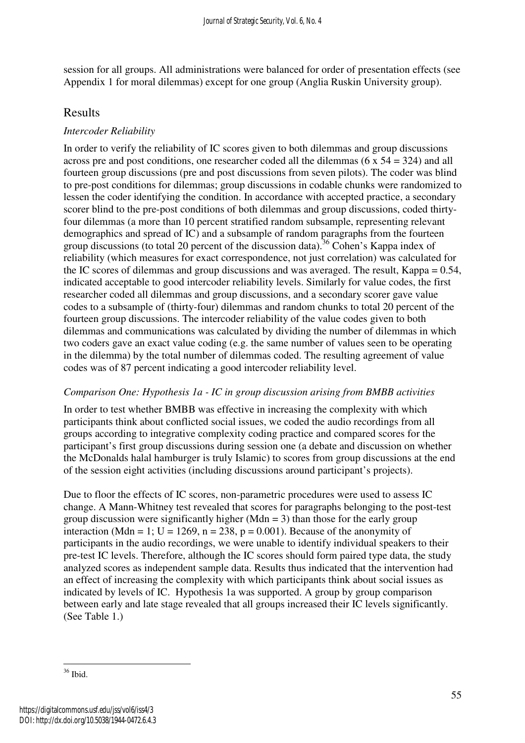session for all groups. All administrations were balanced for order of presentation effects (see Appendix 1 for moral dilemmas) except for one group (Anglia Ruskin University group).

## Results

### *Intercoder Reliability*

In order to verify the reliability of IC scores given to both dilemmas and group discussions across pre and post conditions, one researcher coded all the dilemmas (6 x 54 = 324) and all fourteen group discussions (pre and post discussions from seven pilots). The coder was blind to pre-post conditions for dilemmas; group discussions in codable chunks were randomized to lessen the coder identifying the condition. In accordance with accepted practice, a secondary scorer blind to the pre-post conditions of both dilemmas and group discussions, coded thirty-four dilemmas (a more than 10 percent stratified random subsample, representing relevant demographics and spread of IC) and a subsample of random paragraphs from the fourteen group discussions (to total 20 percent of the discussion data).[36] Cohen's Kappa index of reliability (which measures for exact correspondence, not just correlation) was calculated for the IC scores of dilemmas and group discussions and was averaged. The result, Kappa = 0.54, indicated acceptable to good intercoder reliability levels. Similarly for value codes, the first researcher coded all dilemmas and group discussions, and a secondary scorer gave value codes to a subsample of (thirty-four) dilemmas and random chunks to total 20 percent of the fourteen group discussions. The intercoder reliability of the value codes given to both dilemmas and communications was calculated by dividing the number of dilemmas in which two coders gave an exact value coding (e.g. the same number of values seen to be operating in the dilemma) by the total number of dilemmas coded. The resulting agreement of value codes was of 87 percent indicating a good intercoder reliability level.

### *Comparison One: Hypothesis 1a - IC in group discussion arising from BMBB activities*

In order to test whether BMBB was effective in increasing the complexity with which participants think about conflicted social issues, we coded the audio recordings from all groups according to integrative complexity coding practice and compared scores for the participant's first group discussions during session one (a debate and discussion on whether the McDonalds halal hamburger is truly Islamic) to scores from group discussions at the end of the session eight activities (including discussions around participant's projects).

Due to floor the effects of IC scores, non-parametric procedures were used to assess IC change. A Mann-Whitney test revealed that scores for paragraphs belonging to the post-test group discussion were significantly higher (Mdn = 3) than those for the early group interaction (Mdn = 1; $U = 1269$, $n = 238$, $p = 0.001$). Because of the anonymity of participants in the audio recordings, we were unable to identify individual speakers to their pre-test IC levels. Therefore, although the IC scores should form paired type data, the study analyzed scores as independent sample data. Results thus indicated that the intervention had an effect of increasing the complexity with which participants think about social issues as indicated by levels of IC. Hypothesis 1a was supported. A group by group comparison between early and late stage revealed that all groups increased their IC levels significantly. (See Table 1.)

[36] Ibid.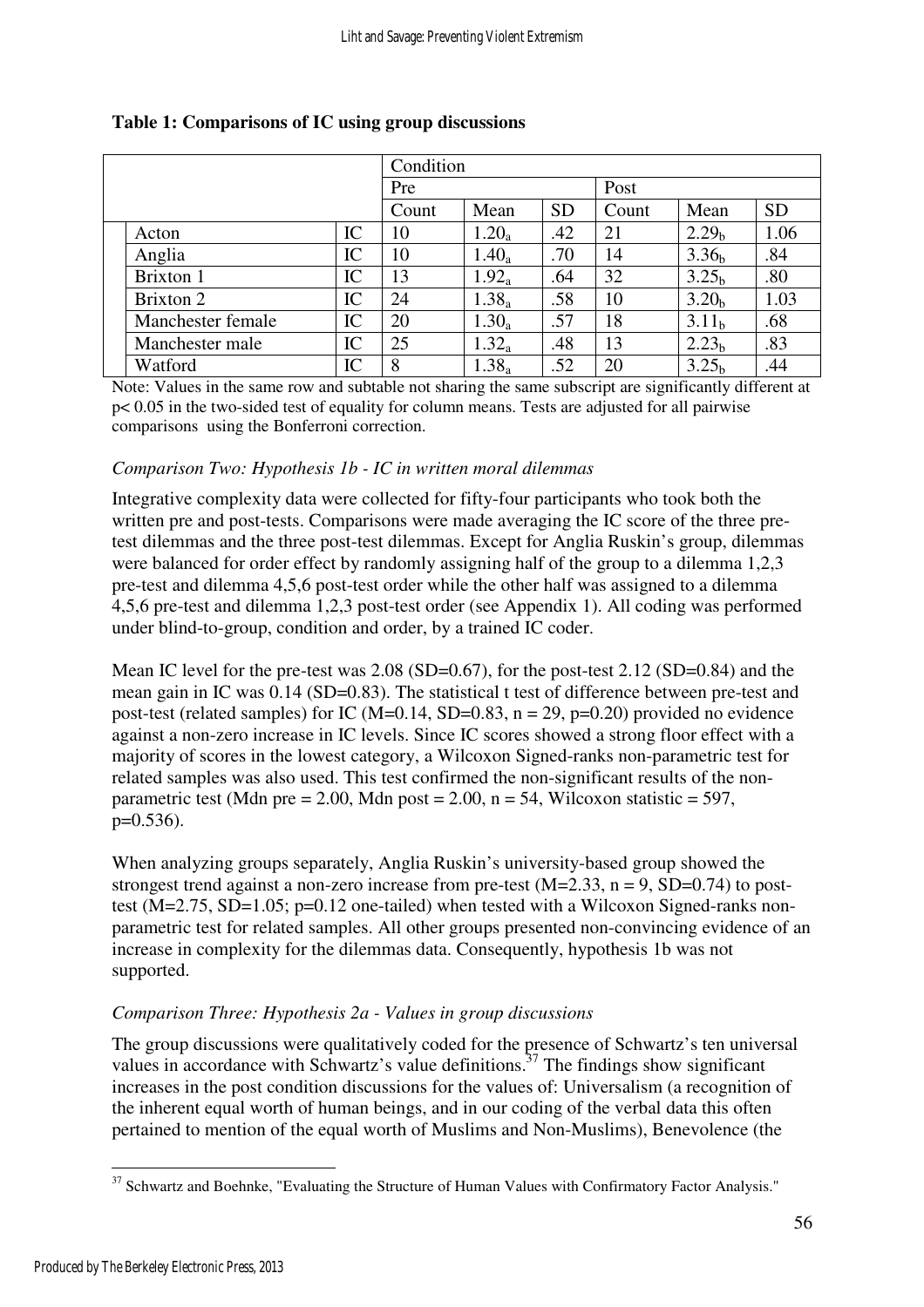**Table 1: Comparisons of IC using group discussions**

| | | Condition | | | | | |
|---|---|---|---|---|---|---|---|
| | | Pre | | | Post | | |
| | | Count | Mean | SD | Count | Mean | SD |
| Acton | IC | 10 | $1.20_a$ | .42 | 21 | $2.29_b$ | 1.06 |
| Anglia | IC | 10 | $1.40_a$ | .70 | 14 | $3.36_b$ | .84 |
| Brixton 1 | IC | 13 | $1.92_a$ | .64 | 32 | $3.25_b$ | .80 |
| Brixton 2 | IC | 24 | $1.38_a$ | .58 | 10 | $3.20_b$ | 1.03 |
| Manchester female | IC | 20 | $1.30_a$ | .57 | 18 | $3.11_b$ | .68 |
| Manchester male | IC | 25 | $1.32_a$ | .48 | 13 | $2.23_b$ | .83 |
| Watford | IC | 8 | $1.38_a$ | .52 | 20 | $3.25_b$ | .44 |

Note: Values in the same row and subtable not sharing the same subscript are significantly different at $p < 0.05$ in the two-sided test of equality for column means. Tests are adjusted for all pairwise comparisons using the Bonferroni correction.

*Comparison Two: Hypothesis 1b - IC in written moral dilemmas*

Integrative complexity data were collected for fifty-four participants who took both the written pre and post-tests. Comparisons were made averaging the IC score of the three pre-test dilemmas and the three post-test dilemmas. Except for Anglia Ruskin's group, dilemmas were balanced for order effect by randomly assigning half of the group to a dilemma 1,2,3 pre-test and dilemma 4,5,6 post-test order while the other half was assigned to a dilemma 4,5,6 pre-test and dilemma 1,2,3 post-test order (see Appendix 1). All coding was performed under blind-to-group, condition and order, by a trained IC coder.

Mean IC level for the pre-test was 2.08 (SD=0.67), for the post-test 2.12 (SD=0.84) and the mean gain in IC was 0.14 (SD=0.83). The statistical t test of difference between pre-test and post-test (related samples) for IC ($M=0.14$, $SD=0.83$, $n = 29$, $p=0.20$) provided no evidence against a non-zero increase in IC levels. Since IC scores showed a strong floor effect with a majority of scores in the lowest category, a Wilcoxon Signed-ranks non-parametric test for related samples was also used. This test confirmed the non-significant results of the non-parametric test (Mdn pre = 2.00, Mdn post = 2.00, $n = 54$, Wilcoxon statistic = 597, $p=0.536$).

When analyzing groups separately, Anglia Ruskin's university-based group showed the strongest trend against a non-zero increase from pre-test ($M=2.33$, $n = 9$, $SD=0.74$) to post-test ($M=2.75$, $SD=1.05$; $p=0.12$ one-tailed) when tested with a Wilcoxon Signed-ranks non-parametric test for related samples. All other groups presented non-convincing evidence of an increase in complexity for the dilemmas data. Consequently, hypothesis 1b was not supported.

*Comparison Three: Hypothesis 2a - Values in group discussions*

The group discussions were qualitatively coded for the presence of Schwartz's ten universal values in accordance with Schwartz's value definitions.[37] The findings show significant increases in the post condition discussions for the values of: Universalism (a recognition of the inherent equal worth of human beings, and in our coding of the verbal data this often pertained to mention of the equal worth of Muslims and Non-Muslims), Benevolence (the

[37] Schwartz and Boehnke, "Evaluating the Structure of Human Values with Confirmatory Factor Analysis."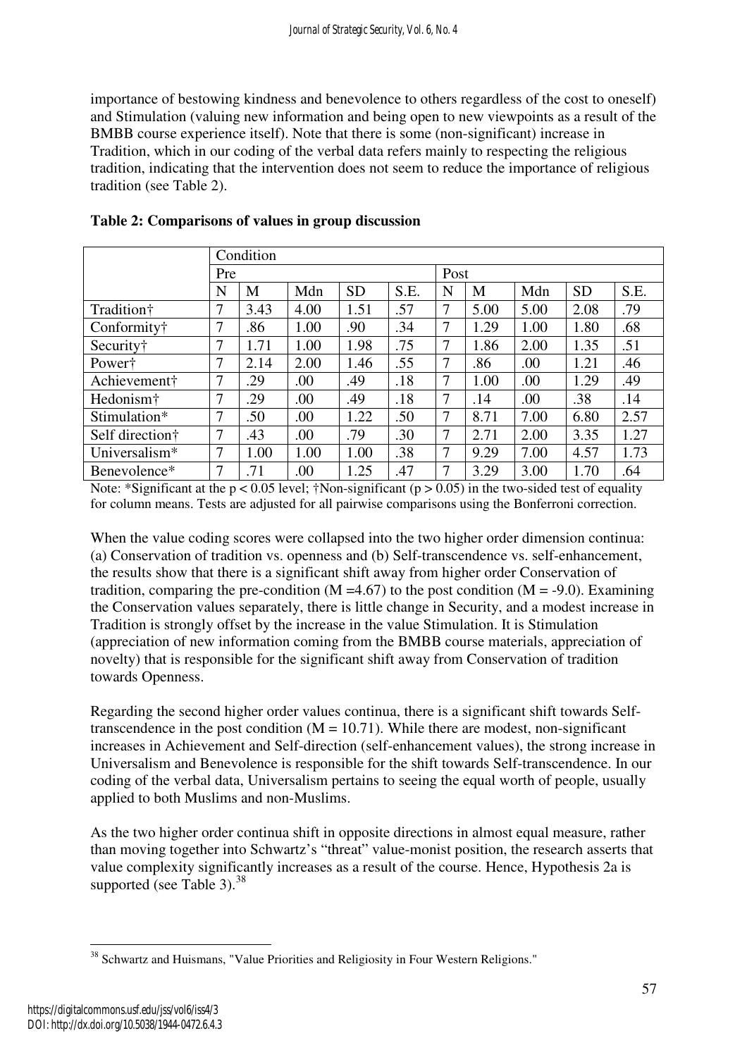importance of bestowing kindness and benevolence to others regardless of the cost to oneself) and Stimulation (valuing new information and being open to new viewpoints as a result of the BMBB course experience itself). Note that there is some (non-significant) increase in Tradition, which in our coding of the verbal data refers mainly to respecting the religious tradition, indicating that the intervention does not seem to reduce the importance of religious tradition (see Table 2).

**Table 2: Comparisons of values in group discussion**

| | Condition | | | | | | | | | |
|---|---|---|---|---|---|---|---|---|---|---|
| | Pre | | | | | Post | | | | |
| | N | M | Mdn | SD | S.E. | N | M | Mdn | SD | S.E. |
| Tradition† | 7 | 3.43 | 4.00 | 1.51 | .57 | 7 | 5.00 | 5.00 | 2.08 | .79 |
| Conformity† | 7 | .86 | 1.00 | .90 | .34 | 7 | 1.29 | 1.00 | 1.80 | .68 |
| Security† | 7 | 1.71 | 1.00 | 1.98 | .75 | 7 | 1.86 | 2.00 | 1.35 | .51 |
| Power† | 7 | 2.14 | 2.00 | 1.46 | .55 | 7 | .86 | .00 | 1.21 | .46 |
| Achievement† | 7 | .29 | .00 | .49 | .18 | 7 | 1.00 | .00 | 1.29 | .49 |
| Hedonism† | 7 | .29 | .00 | .49 | .18 | 7 | .14 | .00 | .38 | .14 |
| Stimulation* | 7 | .50 | .00 | 1.22 | .50 | 7 | 8.71 | 7.00 | 6.80 | 2.57 |
| Self direction† | 7 | .43 | .00 | .79 | .30 | 7 | 2.71 | 2.00 | 3.35 | 1.27 |
| Universalism* | 7 | 1.00 | 1.00 | 1.00 | .38 | 7 | 9.29 | 7.00 | 4.57 | 1.73 |
| Benevolence* | 7 | .71 | .00 | 1.25 | .47 | 7 | 3.29 | 3.00 | 1.70 | .64 |

Note: *Significant at the $p < 0.05$ level; †Non-significant ($p > 0.05$) in the two-sided test of equality for column means. Tests are adjusted for all pairwise comparisons using the Bonferroni correction.

When the value coding scores were collapsed into the two higher order dimension continua: (a) Conservation of tradition vs. openness and (b) Self-transcendence vs. self-enhancement, the results show that there is a significant shift away from higher order Conservation of tradition, comparing the pre-condition ($M = 4.67$) to the post condition ($M = -9.0$). Examining the Conservation values separately, there is little change in Security, and a modest increase in Tradition is strongly offset by the increase in the value Stimulation. It is Stimulation (appreciation of new information coming from the BMBB course materials, appreciation of novelty) that is responsible for the significant shift away from Conservation of tradition towards Openness.

Regarding the second higher order values continua, there is a significant shift towards Self-transcendence in the post condition ($M = 10.71$). While there are modest, non-significant increases in Achievement and Self-direction (self-enhancement values), the strong increase in Universalism and Benevolence is responsible for the shift towards Self-transcendence. In our coding of the verbal data, Universalism pertains to seeing the equal worth of people, usually applied to both Muslims and non-Muslims.

As the two higher order continua shift in opposite directions in almost equal measure, rather than moving together into Schwartz's "threat" value-monist position, the research asserts that value complexity significantly increases as a result of the course. Hence, Hypothesis 2a is supported (see Table 3).[38]

[38] Schwartz and Huismans, "Value Priorities and Religiosity in Four Western Religions."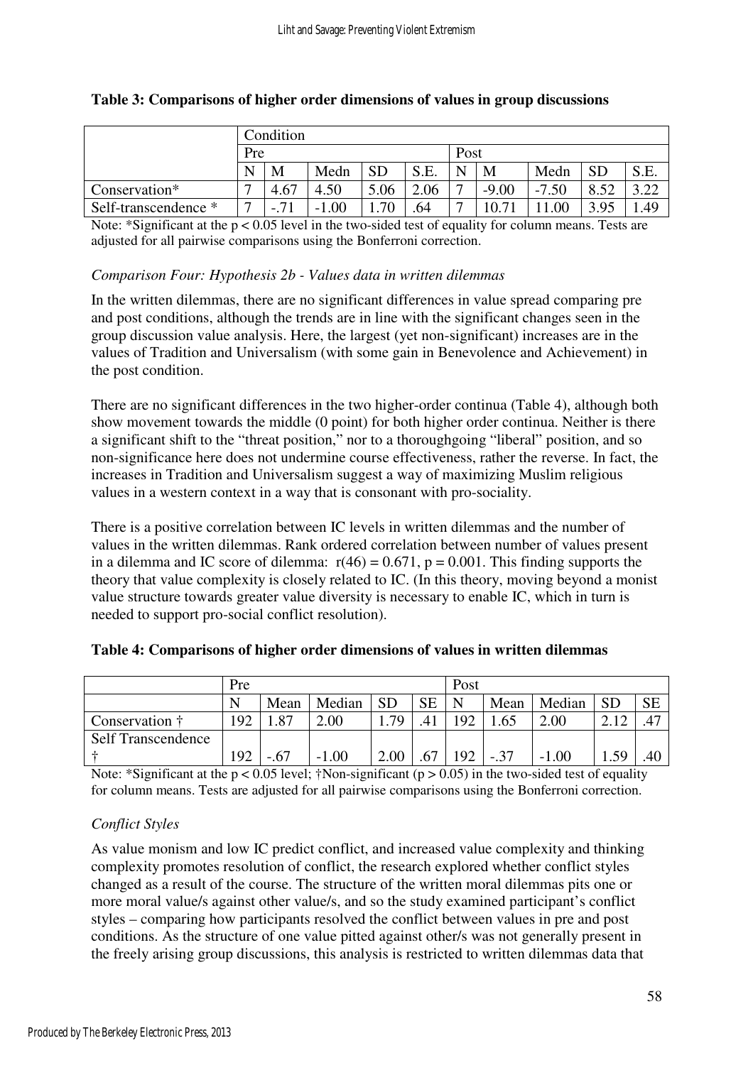**Table 3: Comparisons of higher order dimensions of values in group discussions**

| | Condition | | | | | | | | | |
|---|---|---|---|---|---|---|---|---|---|---|
| | Pre | | | | | Post | | | | |
| | N | M | Medn | SD | S.E. | N | M | Medn | SD | S.E. |
| Conservation* | 7 | 4.67 | 4.50 | 5.06 | 2.06 | 7 | -9.00 | -7.50 | 8.52 | 3.22 |
| Self-transcendence * | 7 | -.71 | -1.00 | 1.70 | .64 | 7 | 10.71 | 11.00 | 3.95 | 1.49 |

Note: *Significant at the $p < 0.05$ level in the two-sided test of equality for column means. Tests are adjusted for all pairwise comparisons using the Bonferroni correction.

*Comparison Four: Hypothesis 2b - Values data in written dilemmas*

In the written dilemmas, there are no significant differences in value spread comparing pre and post conditions, although the trends are in line with the significant changes seen in the group discussion value analysis. Here, the largest (yet non-significant) increases are in the values of Tradition and Universalism (with some gain in Benevolence and Achievement) in the post condition.

There are no significant differences in the two higher-order continua (Table 4), although both show movement towards the middle (0 point) for both higher order continua. Neither is there a significant shift to the "threat position," nor to a thoroughgoing "liberal" position, and so non-significance here does not undermine course effectiveness, rather the reverse. In fact, the increases in Tradition and Universalism suggest a way of maximizing Muslim religious values in a western context in a way that is consonant with pro-sociality.

There is a positive correlation between IC levels in written dilemmas and the number of values in the written dilemmas. Rank ordered correlation between number of values present in a dilemma and IC score of dilemma: $r(46) = 0.671$, $p = 0.001$. This finding supports the theory that value complexity is closely related to IC. (In this theory, moving beyond a monist value structure towards greater value diversity is necessary to enable IC, which in turn is needed to support pro-social conflict resolution).

**Table 4: Comparisons of higher order dimensions of values in written dilemmas**

| | Pre | | | | | Post | | | | |
|---|---|---|---|---|---|---|---|---|---|---|
| | N | Mean | Median | SD | SE | N | Mean | Median | SD | SE |
| Conservation † | 192 | 1.87 | 2.00 | 1.79 | .41 | 192 | 1.65 | 2.00 | 2.12 | .47 |
| Self Transcendence † | 192 | -.67 | -1.00 | 2.00 | .67 | 192 | -.37 | -1.00 | 1.59 | .40 |

Note: *Significant at the $p < 0.05$ level; †Non-significant ($p > 0.05$) in the two-sided test of equality for column means. Tests are adjusted for all pairwise comparisons using the Bonferroni correction.

*Conflict Styles*

As value monism and low IC predict conflict, and increased value complexity and thinking complexity promotes resolution of conflict, the research explored whether conflict styles changed as a result of the course. The structure of the written moral dilemmas pits one or more moral value/s against other value/s, and so the study examined participant's conflict styles – comparing how participants resolved the conflict between values in pre and post conditions. As the structure of one value pitted against other/s was not generally present in the freely arising group discussions, this analysis is restricted to written dilemmas data that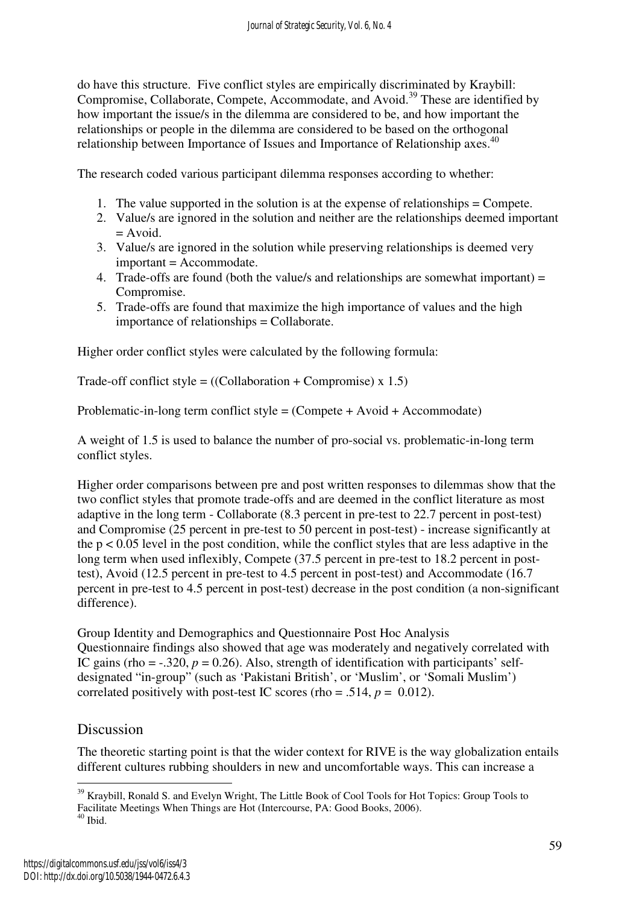do have this structure. Five conflict styles are empirically discriminated by Kraybill: Compromise, Collaborate, Compete, Accommodate, and Avoid.[39] These are identified by how important the issue/s in the dilemma are considered to be, and how important the relationships or people in the dilemma are considered to be based on the orthogonal relationship between Importance of Issues and Importance of Relationship axes.[40]

The research coded various participant dilemma responses according to whether:

1. The value supported in the solution is at the expense of relationships = Compete.
2. Value/s are ignored in the solution and neither are the relationships deemed important = Avoid.
3. Value/s are ignored in the solution while preserving relationships is deemed very important = Accommodate.
4. Trade-offs are found (both the value/s and relationships are somewhat important) = Compromise.
5. Trade-offs are found that maximize the high importance of values and the high importance of relationships = Collaborate.

Higher order conflict styles were calculated by the following formula:

Trade-off conflict style = ((Collaboration + Compromise) x 1.5)

Problematic-in-long term conflict style = (Compete + Avoid + Accommodate)

A weight of 1.5 is used to balance the number of pro-social vs. problematic-in-long term conflict styles.

Higher order comparisons between pre and post written responses to dilemmas show that the two conflict styles that promote trade-offs and are deemed in the conflict literature as most adaptive in the long term - Collaborate (8.3 percent in pre-test to 22.7 percent in post-test) and Compromise (25 percent in pre-test to 50 percent in post-test) - increase significantly at the $p < 0.05$ level in the post condition, while the conflict styles that are less adaptive in the long term when used inflexibly, Compete (37.5 percent in pre-test to 18.2 percent in post-test), Avoid (12.5 percent in pre-test to 4.5 percent in post-test) and Accommodate (16.7 percent in pre-test to 4.5 percent in post-test) decrease in the post condition (a non-significant difference).

Group Identity and Demographics and Questionnaire Post Hoc Analysis
Questionnaire findings also showed that age was moderately and negatively correlated with IC gains (rho = -.320, $p = 0.26$). Also, strength of identification with participants' self-designated "in-group" (such as 'Pakistani British', or 'Muslim', or 'Somali Muslim') correlated positively with post-test IC scores (rho = .514, $p = 0.012$).

## Discussion

The theoretic starting point is that the wider context for RIVE is the way globalization entails different cultures rubbing shoulders in new and uncomfortable ways. This can increase a

[39] Kraybill, Ronald S. and Evelyn Wright, The Little Book of Cool Tools for Hot Topics: Group Tools to Facilitate Meetings When Things are Hot (Intercourse, PA: Good Books, 2006).
[40] Ibid.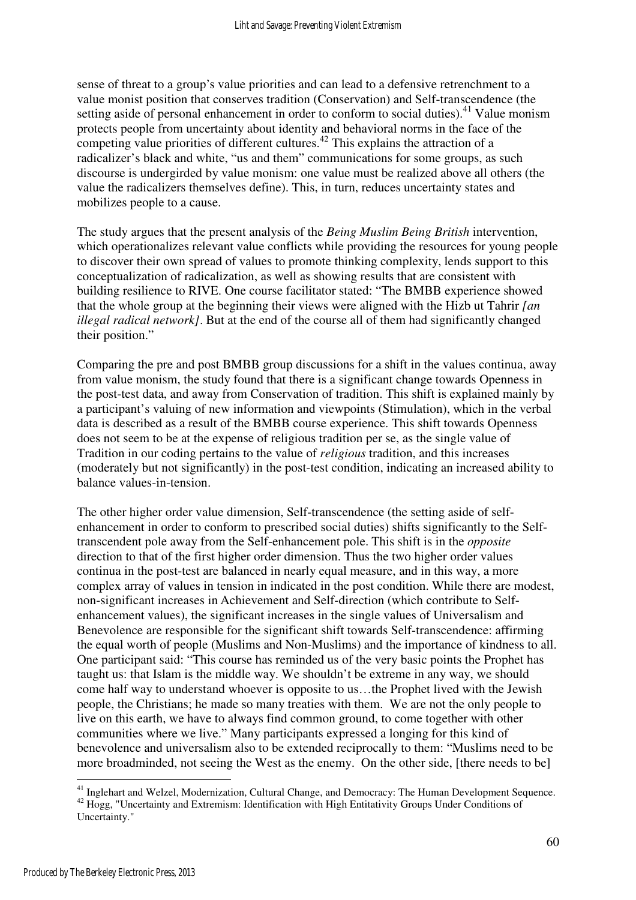sense of threat to a group's value priorities and can lead to a defensive retrenchment to a value monist position that conserves tradition (Conservation) and Self-transcendence (the setting aside of personal enhancement in order to conform to social duties).[41] Value monism protects people from uncertainty about identity and behavioral norms in the face of the competing value priorities of different cultures.[42] This explains the attraction of a radicalizer's black and white, "us and them" communications for some groups, as such discourse is undergirded by value monism: one value must be realized above all others (the value the radicalizers themselves define). This, in turn, reduces uncertainty states and mobilizes people to a cause.

The study argues that the present analysis of the *Being Muslim Being British* intervention, which operationalizes relevant value conflicts while providing the resources for young people to discover their own spread of values to promote thinking complexity, lends support to this conceptualization of radicalization, as well as showing results that are consistent with building resilience to RIVE. One course facilitator stated: "The BMBB experience showed that the whole group at the beginning their views were aligned with the Hizb ut Tahrir *[an illegal radical network]*. But at the end of the course all of them had significantly changed their position."

Comparing the pre and post BMBB group discussions for a shift in the values continua, away from value monism, the study found that there is a significant change towards Openness in the post-test data, and away from Conservation of tradition. This shift is explained mainly by a participant's valuing of new information and viewpoints (Stimulation), which in the verbal data is described as a result of the BMBB course experience. This shift towards Openness does not seem to be at the expense of religious tradition per se, as the single value of Tradition in our coding pertains to the value of *religious* tradition, and this increases (moderately but not significantly) in the post-test condition, indicating an increased ability to balance values-in-tension.

The other higher order value dimension, Self-transcendence (the setting aside of self-enhancement in order to conform to prescribed social duties) shifts significantly to the Self-transcendent pole away from the Self-enhancement pole. This shift is in the *opposite* direction to that of the first higher order dimension. Thus the two higher order values continua in the post-test are balanced in nearly equal measure, and in this way, a more complex array of values in tension in indicated in the post condition. While there are modest, non-significant increases in Achievement and Self-direction (which contribute to Self-enhancement values), the significant increases in the single values of Universalism and Benevolence are responsible for the significant shift towards Self-transcendence: affirming the equal worth of people (Muslims and Non-Muslims) and the importance of kindness to all. One participant said: "This course has reminded us of the very basic points the Prophet has taught us: that Islam is the middle way. We shouldn't be extreme in any way, we should come half way to understand whoever is opposite to us…the Prophet lived with the Jewish people, the Christians; he made so many treaties with them. We are not the only people to live on this earth, we have to always find common ground, to come together with other communities where we live." Many participants expressed a longing for this kind of benevolence and universalism also to be extended reciprocally to them: "Muslims need to be more broadminded, not seeing the West as the enemy. On the other side, [there needs to be]

[41] Inglehart and Welzel, Modernization, Cultural Change, and Democracy: The Human Development Sequence.
[42] Hogg, "Uncertainty and Extremism: Identification with High Entitativity Groups Under Conditions of Uncertainty."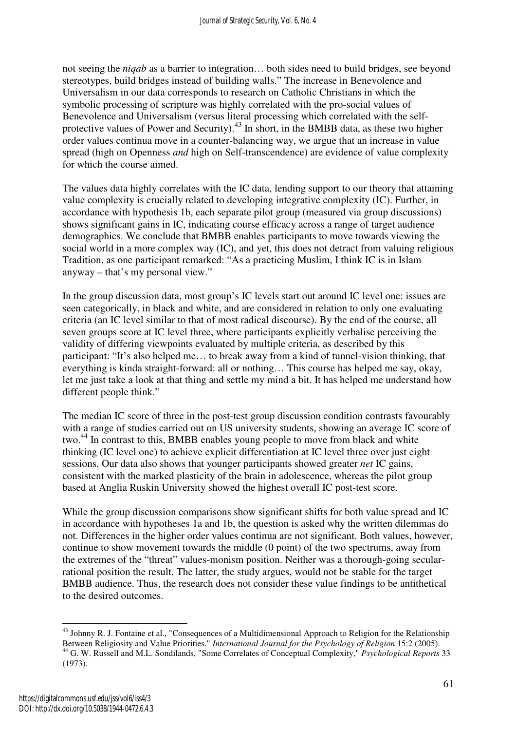not seeing the *niqab* as a barrier to integration… both sides need to build bridges, see beyond stereotypes, build bridges instead of building walls." The increase in Benevolence and Universalism in our data corresponds to research on Catholic Christians in which the symbolic processing of scripture was highly correlated with the pro-social values of Benevolence and Universalism (versus literal processing which correlated with the self-protective values of Power and Security).[43] In short, in the BMBB data, as these two higher order values continua move in a counter-balancing way, we argue that an increase in value spread (high on Openness *and* high on Self-transcendence) are evidence of value complexity for which the course aimed.

The values data highly correlates with the IC data, lending support to our theory that attaining value complexity is crucially related to developing integrative complexity (IC). Further, in accordance with hypothesis 1b, each separate pilot group (measured via group discussions) shows significant gains in IC, indicating course efficacy across a range of target audience demographics. We conclude that BMBB enables participants to move towards viewing the social world in a more complex way (IC), and yet, this does not detract from valuing religious Tradition, as one participant remarked: "As a practicing Muslim, I think IC is in Islam anyway – that's my personal view."

In the group discussion data, most group's IC levels start out around IC level one: issues are seen categorically, in black and white, and are considered in relation to only one evaluating criteria (an IC level similar to that of most radical discourse). By the end of the course, all seven groups score at IC level three, where participants explicitly verbalise perceiving the validity of differing viewpoints evaluated by multiple criteria, as described by this participant: "It's also helped me… to break away from a kind of tunnel-vision thinking, that everything is kinda straight-forward: all or nothing… This course has helped me say, okay, let me just take a look at that thing and settle my mind a bit. It has helped me understand how different people think."

The median IC score of three in the post-test group discussion condition contrasts favourably with a range of studies carried out on US university students, showing an average IC score of two.[44] In contrast to this, BMBB enables young people to move from black and white thinking (IC level one) to achieve explicit differentiation at IC level three over just eight sessions. Our data also shows that younger participants showed greater *net* IC gains, consistent with the marked plasticity of the brain in adolescence, whereas the pilot group based at Anglia Ruskin University showed the highest overall IC post-test score.

While the group discussion comparisons show significant shifts for both value spread and IC in accordance with hypotheses 1a and 1b, the question is asked why the written dilemmas do not. Differences in the higher order values continua are not significant. Both values, however, continue to show movement towards the middle (0 point) of the two spectrums, away from the extremes of the "threat" values-monism position. Neither was a thorough-going secular-rational position the result. The latter, the study argues, would not be stable for the target BMBB audience. Thus, the research does not consider these value findings to be antithetical to the desired outcomes.

---

[43] Johnny R. J. Fontaine et al., "Consequences of a Multidimensional Approach to Religion for the Relationship Between Religiosity and Value Priorities," *International Journal for the Psychology of Religion* 15:2 (2005).

[44] G. W. Russell and M.L. Sondilands, "Some Correlates of Conceptual Complexity," *Psychological Reports* 33 (1973).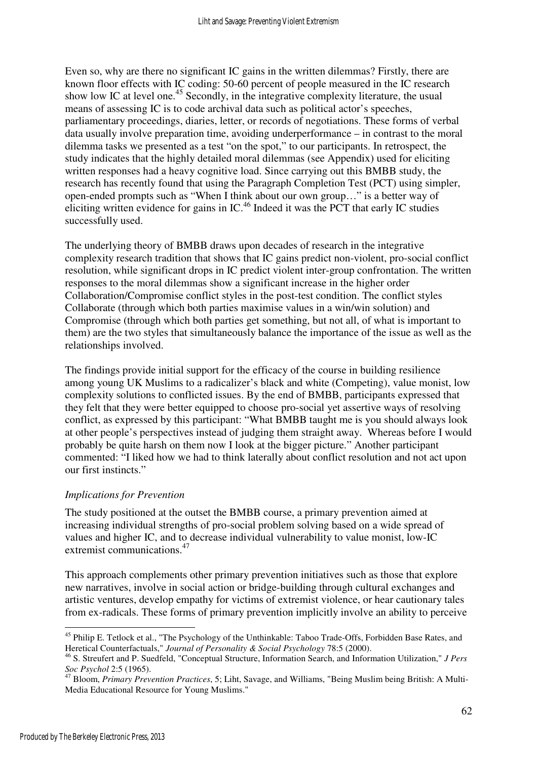Even so, why are there no significant IC gains in the written dilemmas? Firstly, there are known floor effects with IC coding: 50-60 percent of people measured in the IC research show low IC at level one.[45] Secondly, in the integrative complexity literature, the usual means of assessing IC is to code archival data such as political actor's speeches, parliamentary proceedings, diaries, letter, or records of negotiations. These forms of verbal data usually involve preparation time, avoiding underperformance – in contrast to the moral dilemma tasks we presented as a test "on the spot," to our participants. In retrospect, the study indicates that the highly detailed moral dilemmas (see Appendix) used for eliciting written responses had a heavy cognitive load. Since carrying out this BMBB study, the research has recently found that using the Paragraph Completion Test (PCT) using simpler, open-ended prompts such as "When I think about our own group…" is a better way of eliciting written evidence for gains in IC.[46] Indeed it was the PCT that early IC studies successfully used.

The underlying theory of BMBB draws upon decades of research in the integrative complexity research tradition that shows that IC gains predict non-violent, pro-social conflict resolution, while significant drops in IC predict violent inter-group confrontation. The written responses to the moral dilemmas show a significant increase in the higher order Collaboration/Compromise conflict styles in the post-test condition. The conflict styles Collaborate (through which both parties maximise values in a win/win solution) and Compromise (through which both parties get something, but not all, of what is important to them) are the two styles that simultaneously balance the importance of the issue as well as the relationships involved.

The findings provide initial support for the efficacy of the course in building resilience among young UK Muslims to a radicalizer's black and white (Competing), value monist, low complexity solutions to conflicted issues. By the end of BMBB, participants expressed that they felt that they were better equipped to choose pro-social yet assertive ways of resolving conflict, as expressed by this participant: "What BMBB taught me is you should always look at other people's perspectives instead of judging them straight away. Whereas before I would probably be quite harsh on them now I look at the bigger picture." Another participant commented: "I liked how we had to think laterally about conflict resolution and not act upon our first instincts."

### *Implications for Prevention*

The study positioned at the outset the BMBB course, a primary prevention aimed at increasing individual strengths of pro-social problem solving based on a wide spread of values and higher IC, and to decrease individual vulnerability to value monist, low-IC extremist communications.[47]

This approach complements other primary prevention initiatives such as those that explore new narratives, involve in social action or bridge-building through cultural exchanges and artistic ventures, develop empathy for victims of extremist violence, or hear cautionary tales from ex-radicals. These forms of primary prevention implicitly involve an ability to perceive

---

[45] Philip E. Tetlock et al., "The Psychology of the Unthinkable: Taboo Trade-Offs, Forbidden Base Rates, and Heretical Counterfactuals," *Journal of Personality & Social Psychology* 78:5 (2000).

[46] S. Streufert and P. Suedfeld, "Conceptual Structure, Information Search, and Information Utilization," *J Pers Soc Psychol* 2:5 (1965).

[47] Bloom, *Primary Prevention Practices*, 5; Liht, Savage, and Williams, "Being Muslim being British: A Multi-Media Educational Resource for Young Muslims."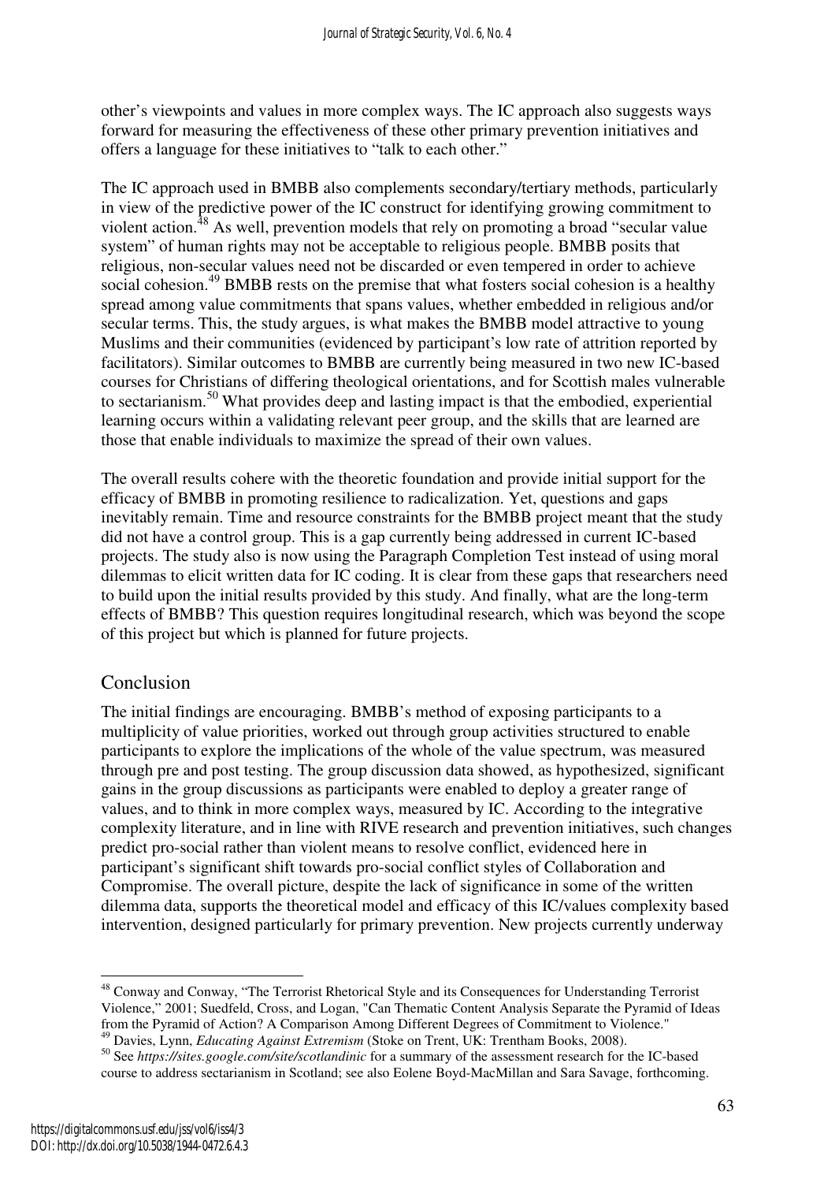other's viewpoints and values in more complex ways. The IC approach also suggests ways forward for measuring the effectiveness of these other primary prevention initiatives and offers a language for these initiatives to "talk to each other."

The IC approach used in BMBB also complements secondary/tertiary methods, particularly in view of the predictive power of the IC construct for identifying growing commitment to violent action.[48] As well, prevention models that rely on promoting a broad "secular value system" of human rights may not be acceptable to religious people. BMBB posits that religious, non-secular values need not be discarded or even tempered in order to achieve social cohesion.[49] BMBB rests on the premise that what fosters social cohesion is a healthy spread among value commitments that spans values, whether embedded in religious and/or secular terms. This, the study argues, is what makes the BMBB model attractive to young Muslims and their communities (evidenced by participant's low rate of attrition reported by facilitators). Similar outcomes to BMBB are currently being measured in two new IC-based courses for Christians of differing theological orientations, and for Scottish males vulnerable to sectarianism.[50] What provides deep and lasting impact is that the embodied, experiential learning occurs within a validating relevant peer group, and the skills that are learned are those that enable individuals to maximize the spread of their own values.

The overall results cohere with the theoretic foundation and provide initial support for the efficacy of BMBB in promoting resilience to radicalization. Yet, questions and gaps inevitably remain. Time and resource constraints for the BMBB project meant that the study did not have a control group. This is a gap currently being addressed in current IC-based projects. The study also is now using the Paragraph Completion Test instead of using moral dilemmas to elicit written data for IC coding. It is clear from these gaps that researchers need to build upon the initial results provided by this study. And finally, what are the long-term effects of BMBB? This question requires longitudinal research, which was beyond the scope of this project but which is planned for future projects.

## Conclusion

The initial findings are encouraging. BMBB's method of exposing participants to a multiplicity of value priorities, worked out through group activities structured to enable participants to explore the implications of the whole of the value spectrum, was measured through pre and post testing. The group discussion data showed, as hypothesized, significant gains in the group discussions as participants were enabled to deploy a greater range of values, and to think in more complex ways, measured by IC. According to the integrative complexity literature, and in line with RIVE research and prevention initiatives, such changes predict pro-social rather than violent means to resolve conflict, evidenced here in participant's significant shift towards pro-social conflict styles of Collaboration and Compromise. The overall picture, despite the lack of significance in some of the written dilemma data, supports the theoretical model and efficacy of this IC/values complexity based intervention, designed particularly for primary prevention. New projects currently underway

[48] Conway and Conway, "The Terrorist Rhetorical Style and its Consequences for Understanding Terrorist Violence," 2001; Suedfeld, Cross, and Logan, "Can Thematic Content Analysis Separate the Pyramid of Ideas from the Pyramid of Action? A Comparison Among Different Degrees of Commitment to Violence."

[49] Davies, Lynn, *Educating Against Extremism* (Stoke on Trent, UK: Trentham Books, 2008).

[50] See *https://sites.google.com/site/scotlandinic* for a summary of the assessment research for the IC-based course to address sectarianism in Scotland; see also Eolene Boyd-MacMillan and Sara Savage, forthcoming.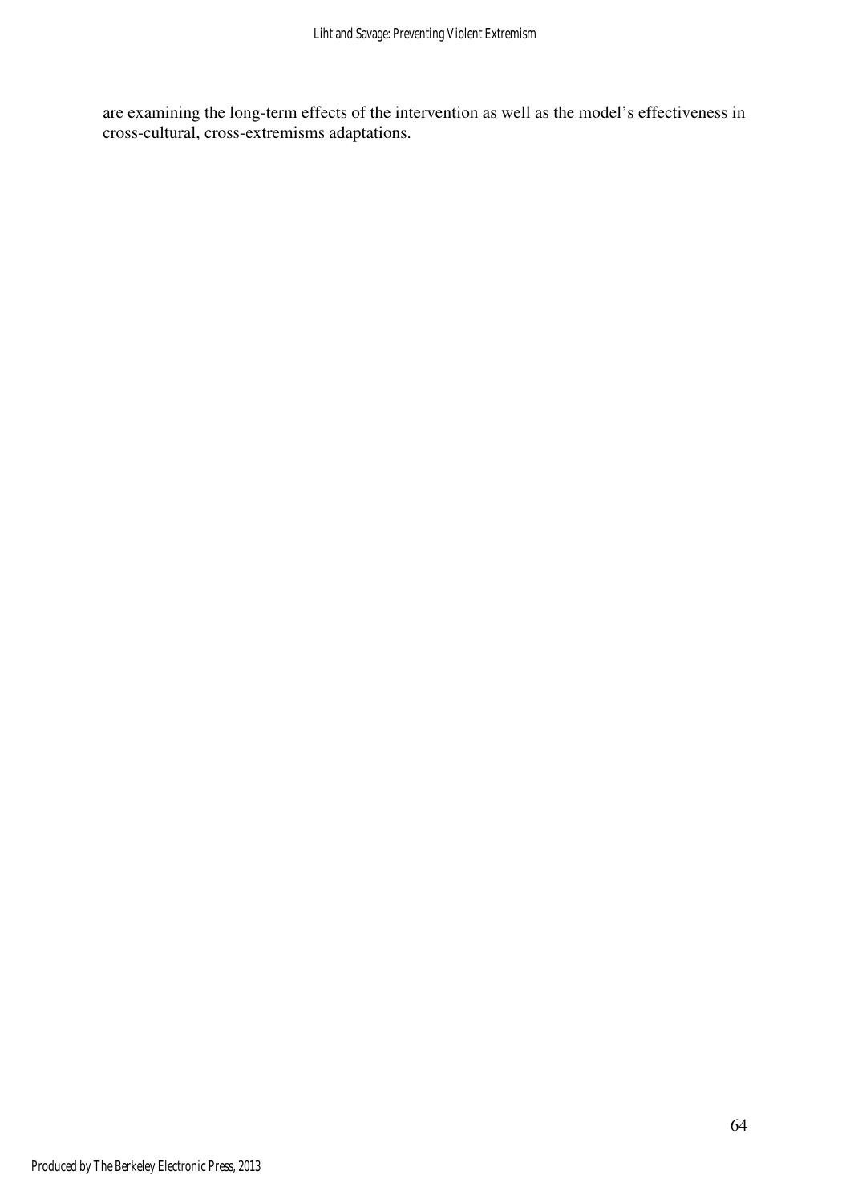are examining the long-term effects of the intervention as well as the model's effectiveness in cross-cultural, cross-extremisms adaptations.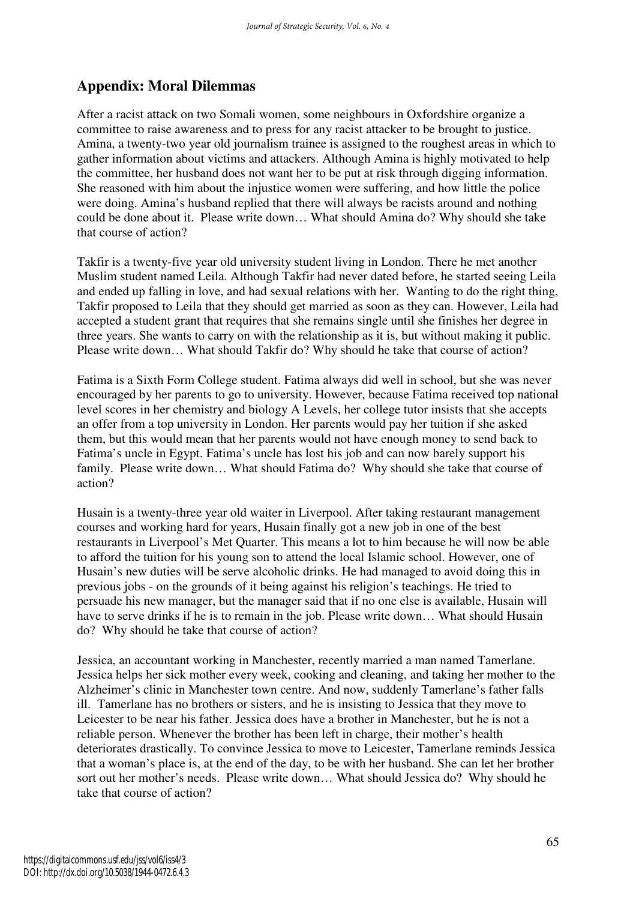## Appendix: Moral Dilemmas

After a racist attack on two Somali women, some neighbours in Oxfordshire organize a committee to raise awareness and to press for any racist attacker to be brought to justice. Amina, a twenty-two year old journalism trainee is assigned to the roughest areas in which to gather information about victims and attackers. Although Amina is highly motivated to help the committee, her husband does not want her to be put at risk through digging information. She reasoned with him about the injustice women were suffering, and how little the police were doing. Amina's husband replied that there will always be racists around and nothing could be done about it. Please write down… What should Amina do? Why should she take that course of action?

Takfir is a twenty-five year old university student living in London. There he met another Muslim student named Leila. Although Takfir had never dated before, he started seeing Leila and ended up falling in love, and had sexual relations with her. Wanting to do the right thing, Takfir proposed to Leila that they should get married as soon as they can. However, Leila had accepted a student grant that requires that she remains single until she finishes her degree in three years. She wants to carry on with the relationship as it is, but without making it public. Please write down… What should Takfir do? Why should he take that course of action?

Fatima is a Sixth Form College student. Fatima always did well in school, but she was never encouraged by her parents to go to university. However, because Fatima received top national level scores in her chemistry and biology A Levels, her college tutor insists that she accepts an offer from a top university in London. Her parents would pay her tuition if she asked them, but this would mean that her parents would not have enough money to send back to Fatima's uncle in Egypt. Fatima's uncle has lost his job and can now barely support his family. Please write down… What should Fatima do? Why should she take that course of action?

Husain is a twenty-three year old waiter in Liverpool. After taking restaurant management courses and working hard for years, Husain finally got a new job in one of the best restaurants in Liverpool's Met Quarter. This means a lot to him because he will now be able to afford the tuition for his young son to attend the local Islamic school. However, one of Husain's new duties will be serve alcoholic drinks. He had managed to avoid doing this in previous jobs - on the grounds of it being against his religion's teachings. He tried to persuade his new manager, but the manager said that if no one else is available, Husain will have to serve drinks if he is to remain in the job. Please write down… What should Husain do? Why should he take that course of action?

Jessica, an accountant working in Manchester, recently married a man named Tamerlane. Jessica helps her sick mother every week, cooking and cleaning, and taking her mother to the Alzheimer's clinic in Manchester town centre. And now, suddenly Tamerlane's father falls ill. Tamerlane has no brothers or sisters, and he is insisting to Jessica that they move to Leicester to be near his father. Jessica does have a brother in Manchester, but he is not a reliable person. Whenever the brother has been left in charge, their mother's health deteriorates drastically. To convince Jessica to move to Leicester, Tamerlane reminds Jessica that a woman's place is, at the end of the day, to be with her husband. She can let her brother sort out her mother's needs. Please write down… What should Jessica do? Why should he take that course of action?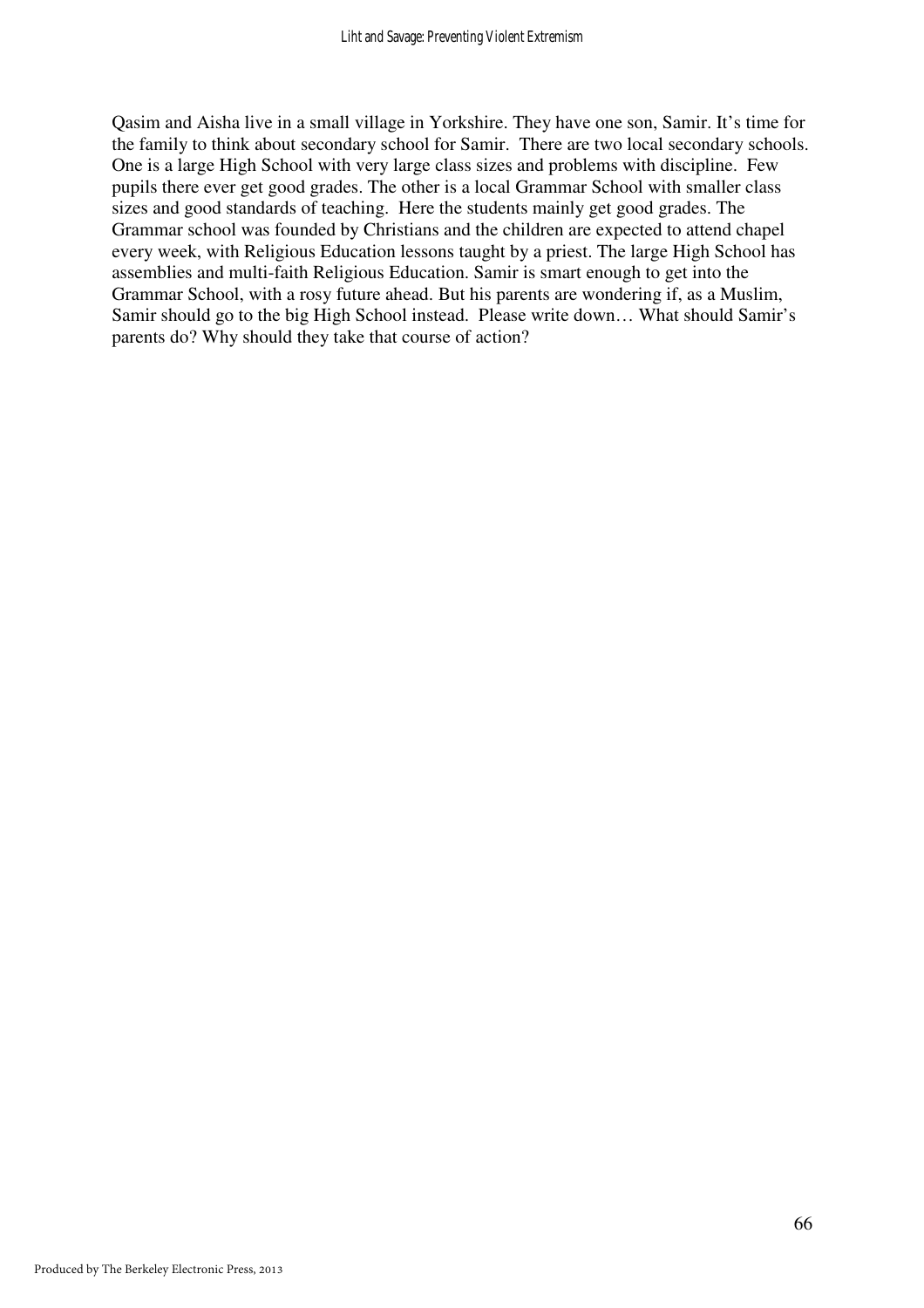Qasim and Aisha live in a small village in Yorkshire. They have one son, Samir. It's time for the family to think about secondary school for Samir. There are two local secondary schools. One is a large High School with very large class sizes and problems with discipline. Few pupils there ever get good grades. The other is a local Grammar School with smaller class sizes and good standards of teaching. Here the students mainly get good grades. The Grammar school was founded by Christians and the children are expected to attend chapel every week, with Religious Education lessons taught by a priest. The large High School has assemblies and multi-faith Religious Education. Samir is smart enough to get into the Grammar School, with a rosy future ahead. But his parents are wondering if, as a Muslim, Samir should go to the big High School instead. Please write down… What should Samir's parents do? Why should they take that course of action?